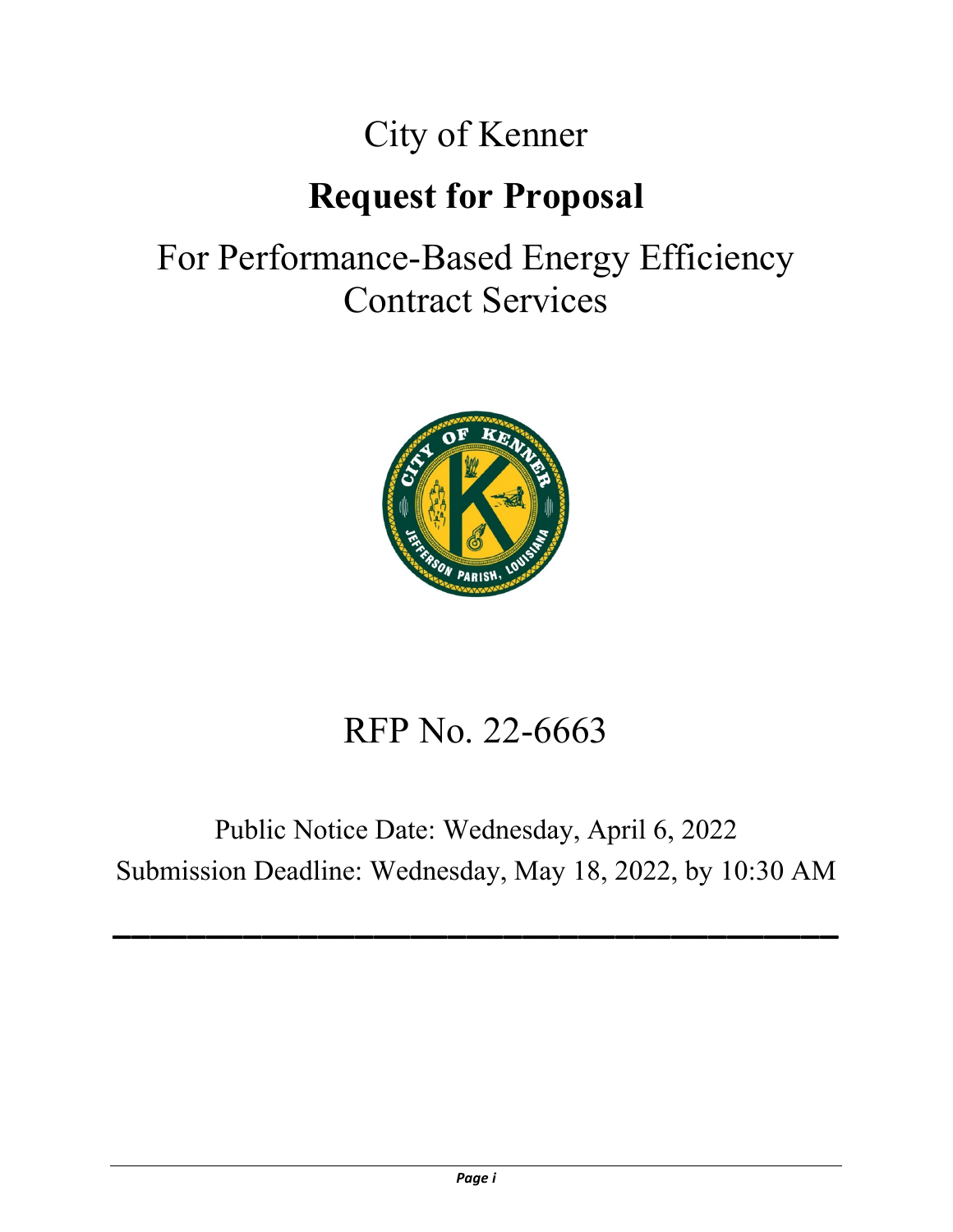# City of Kenner

# Request for Proposal

## For Performance-Based Energy Efficiency Contract Services

## RFP No. 22-6663

Public Notice Date: Wednesday, April 6, 2022

Submission Deadline: Wednesday, May 18, 2022, by 10:30 AM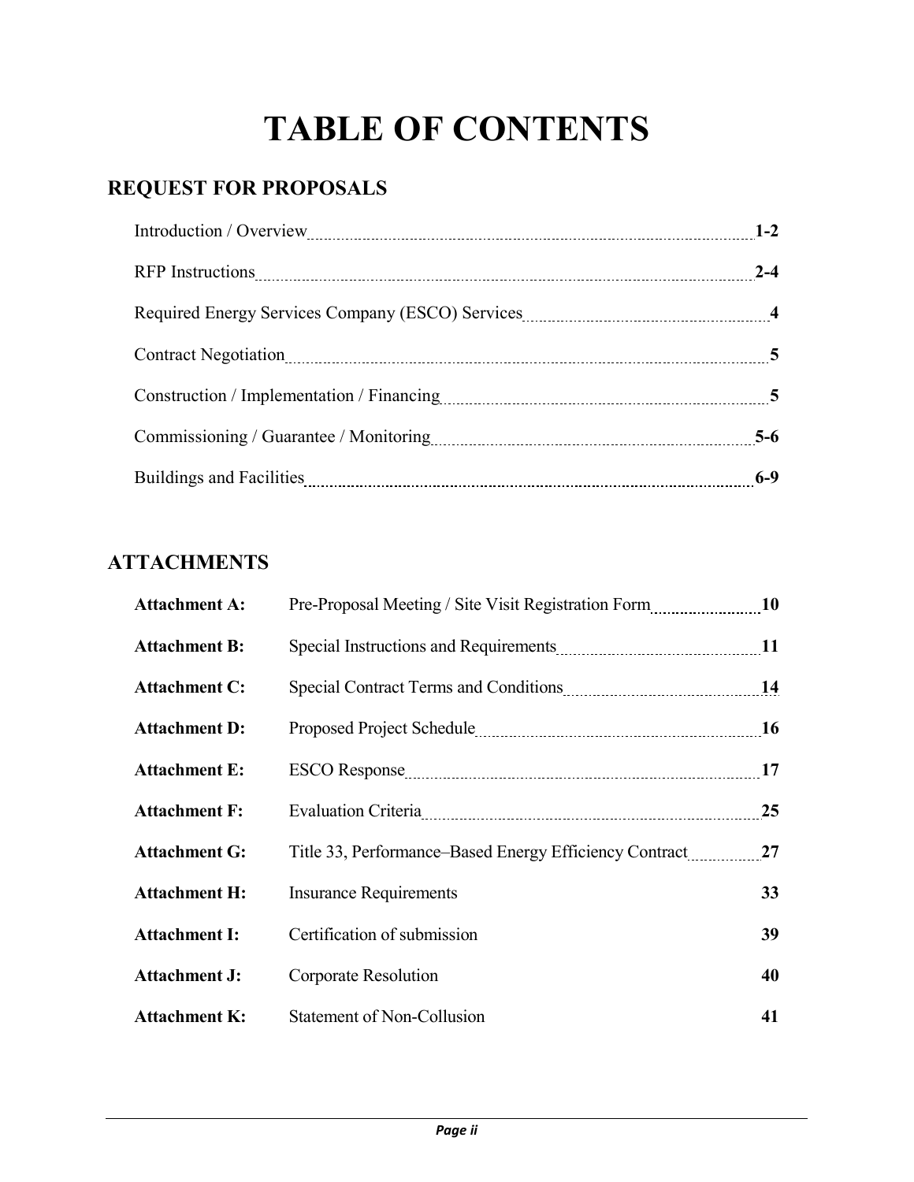# TABLE OF CONTENTS

## REQUEST FOR PROPOSALS

| Section | Page |
| --- | --- |
| Introduction / Overview | **1-2** |
| RFP Instructions | **2-4** |
| Required Energy Services Company (ESCO) Services | **4** |
| Contract Negotiation | **5** |
| Construction / Implementation / Financing | **5** |
| Commissioning / Guarantee / Monitoring | **5-6** |
| Buildings and Facilities | **6-9** |

## ATTACHMENTS

| Attachment | Title | Page |
| --- | --- | --- |
| **Attachment A:** | Pre-Proposal Meeting / Site Visit Registration Form | **10** |
| **Attachment B:** | Special Instructions and Requirements | **11** |
| **Attachment C:** | Special Contract Terms and Conditions | **14** |
| **Attachment D:** | Proposed Project Schedule | **16** |
| **Attachment E:** | ESCO Response | **17** |
| **Attachment F:** | Evaluation Criteria | **25** |
| **Attachment G:** | Title 33, Performance–Based Energy Efficiency Contract | **27** |
| **Attachment H:** | Insurance Requirements | **33** |
| **Attachment I:** | Certification of submission | **39** |
| **Attachment J:** | Corporate Resolution | **40** |
| **Attachment K:** | Statement of Non-Collusion | **41** |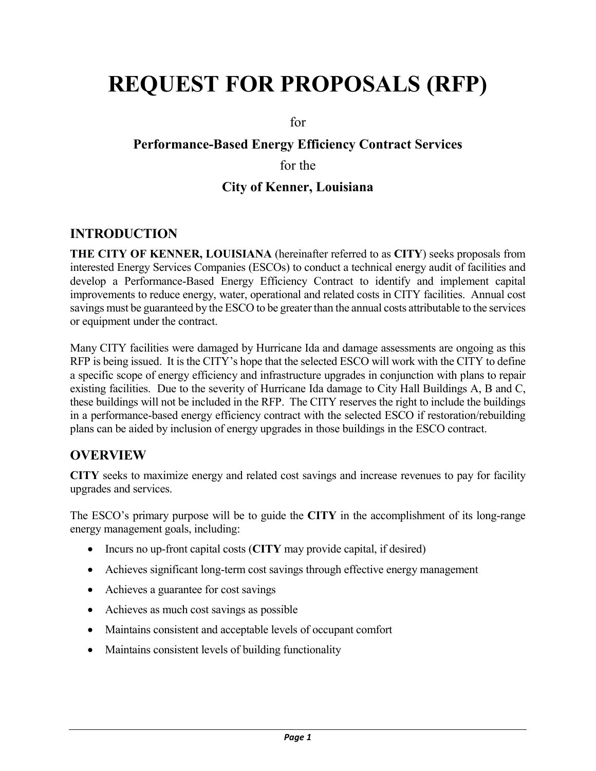# REQUEST FOR PROPOSALS (RFP)

for

### Performance-Based Energy Efficiency Contract Services

for the

### City of Kenner, Louisiana

## INTRODUCTION

**THE CITY OF KENNER, LOUISIANA** (hereinafter referred to as **CITY**) seeks proposals from interested Energy Services Companies (ESCOs) to conduct a technical energy audit of facilities and develop a Performance-Based Energy Efficiency Contract to identify and implement capital improvements to reduce energy, water, operational and related costs in CITY facilities. Annual cost savings must be guaranteed by the ESCO to be greater than the annual costs attributable to the services or equipment under the contract.

Many CITY facilities were damaged by Hurricane Ida and damage assessments are ongoing as this RFP is being issued. It is the CITY's hope that the selected ESCO will work with the CITY to define a specific scope of energy efficiency and infrastructure upgrades in conjunction with plans to repair existing facilities. Due to the severity of Hurricane Ida damage to City Hall Buildings A, B and C, these buildings will not be included in the RFP. The CITY reserves the right to include the buildings in a performance-based energy efficiency contract with the selected ESCO if restoration/rebuilding plans can be aided by inclusion of energy upgrades in those buildings in the ESCO contract.

## OVERVIEW

**CITY** seeks to maximize energy and related cost savings and increase revenues to pay for facility upgrades and services.

The ESCO's primary purpose will be to guide the **CITY** in the accomplishment of its long-range energy management goals, including:

- Incurs no up-front capital costs (**CITY** may provide capital, if desired)
- Achieves significant long-term cost savings through effective energy management
- Achieves a guarantee for cost savings
- Achieves as much cost savings as possible
- Maintains consistent and acceptable levels of occupant comfort
- Maintains consistent levels of building functionality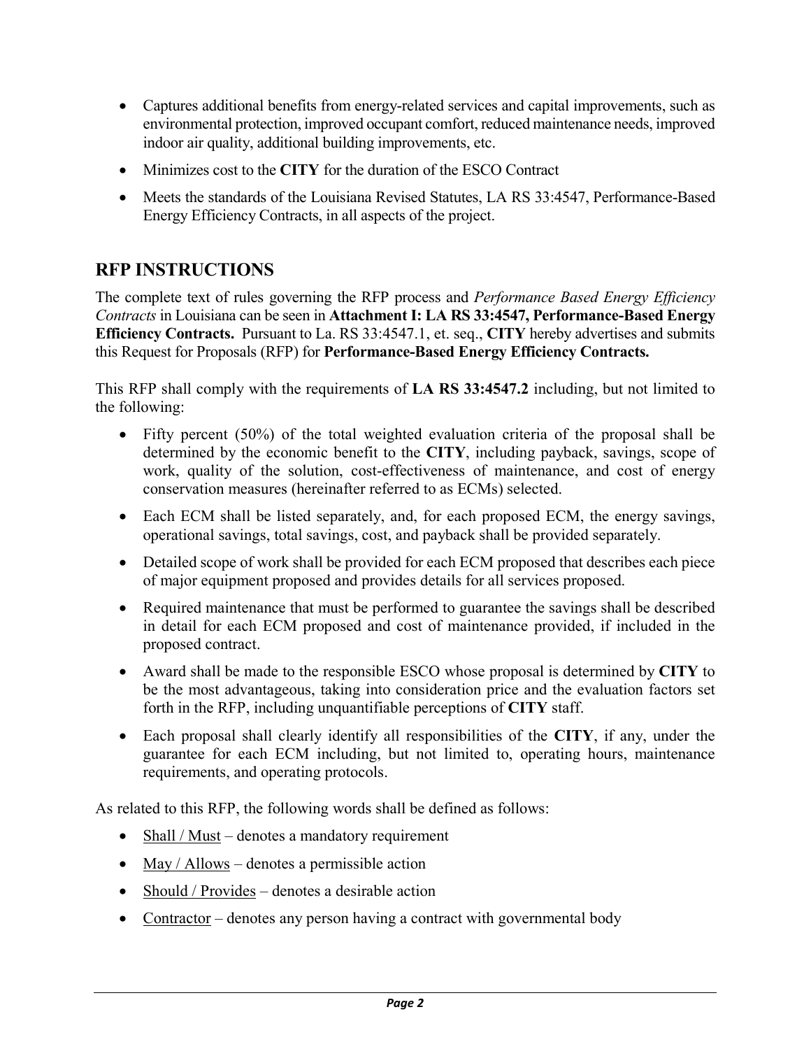- Captures additional benefits from energy-related services and capital improvements, such as environmental protection, improved occupant comfort, reduced maintenance needs, improved indoor air quality, additional building improvements, etc.
- Minimizes cost to the **CITY** for the duration of the ESCO Contract
- Meets the standards of the Louisiana Revised Statutes, LA RS 33:4547, Performance-Based Energy Efficiency Contracts, in all aspects of the project.

## RFP INSTRUCTIONS

The complete text of rules governing the RFP process and *Performance Based Energy Efficiency Contracts* in Louisiana can be seen in **Attachment I: LA RS 33:4547, Performance-Based Energy Efficiency Contracts.** Pursuant to La. RS 33:4547.1, et. seq., **CITY** hereby advertises and submits this Request for Proposals (RFP) for **Performance-Based Energy Efficiency Contracts.**

This RFP shall comply with the requirements of **LA RS 33:4547.2** including, but not limited to the following:

- Fifty percent (50%) of the total weighted evaluation criteria of the proposal shall be determined by the economic benefit to the **CITY**, including payback, savings, scope of work, quality of the solution, cost-effectiveness of maintenance, and cost of energy conservation measures (hereinafter referred to as ECMs) selected.
- Each ECM shall be listed separately, and, for each proposed ECM, the energy savings, operational savings, total savings, cost, and payback shall be provided separately.
- Detailed scope of work shall be provided for each ECM proposed that describes each piece of major equipment proposed and provides details for all services proposed.
- Required maintenance that must be performed to guarantee the savings shall be described in detail for each ECM proposed and cost of maintenance provided, if included in the proposed contract.
- Award shall be made to the responsible ESCO whose proposal is determined by **CITY** to be the most advantageous, taking into consideration price and the evaluation factors set forth in the RFP, including unquantifiable perceptions of **CITY** staff.
- Each proposal shall clearly identify all responsibilities of the **CITY**, if any, under the guarantee for each ECM including, but not limited to, operating hours, maintenance requirements, and operating protocols.

As related to this RFP, the following words shall be defined as follows:

- Shall / Must – denotes a mandatory requirement
- May / Allows – denotes a permissible action
- Should / Provides – denotes a desirable action
- Contractor – denotes any person having a contract with governmental body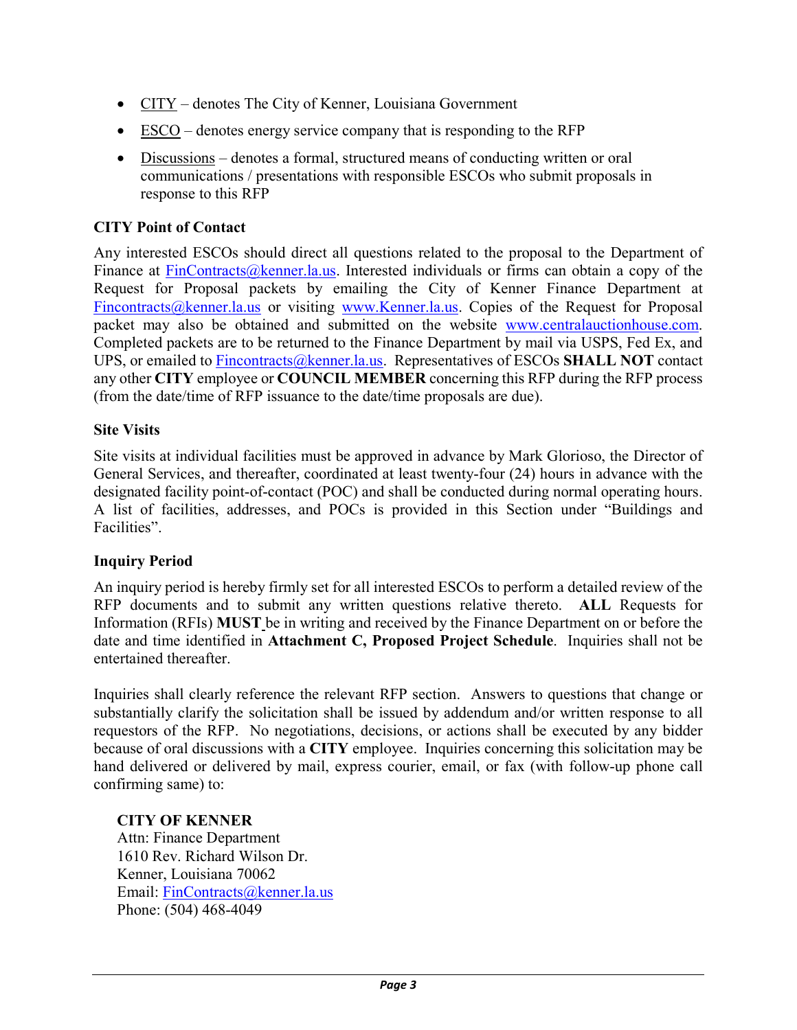- CITY – denotes The City of Kenner, Louisiana Government
- ESCO – denotes energy service company that is responding to the RFP
- Discussions – denotes a formal, structured means of conducting written or oral communications / presentations with responsible ESCOs who submit proposals in response to this RFP

**CITY Point of Contact**

Any interested ESCOs should direct all questions related to the proposal to the Department of Finance at FinContracts@kenner.la.us. Interested individuals or firms can obtain a copy of the Request for Proposal packets by emailing the City of Kenner Finance Department at Fincontracts@kenner.la.us or visiting www.Kenner.la.us. Copies of the Request for Proposal packet may also be obtained and submitted on the website www.centralauctionhouse.com. Completed packets are to be returned to the Finance Department by mail via USPS, Fed Ex, and UPS, or emailed to Fincontracts@kenner.la.us. Representatives of ESCOs **SHALL NOT** contact any other **CITY** employee or **COUNCIL MEMBER** concerning this RFP during the RFP process (from the date/time of RFP issuance to the date/time proposals are due).

**Site Visits**

Site visits at individual facilities must be approved in advance by Mark Glorioso, the Director of General Services, and thereafter, coordinated at least twenty-four (24) hours in advance with the designated facility point-of-contact (POC) and shall be conducted during normal operating hours. A list of facilities, addresses, and POCs is provided in this Section under "Buildings and Facilities".

**Inquiry Period**

An inquiry period is hereby firmly set for all interested ESCOs to perform a detailed review of the RFP documents and to submit any written questions relative thereto. **ALL** Requests for Information (RFIs) **MUST** be in writing and received by the Finance Department on or before the date and time identified in **Attachment C, Proposed Project Schedule**. Inquiries shall not be entertained thereafter.

Inquiries shall clearly reference the relevant RFP section. Answers to questions that change or substantially clarify the solicitation shall be issued by addendum and/or written response to all requestors of the RFP. No negotiations, decisions, or actions shall be executed by any bidder because of oral discussions with a **CITY** employee. Inquiries concerning this solicitation may be hand delivered or delivered by mail, express courier, email, or fax (with follow-up phone call confirming same) to:

**CITY OF KENNER**
Attn: Finance Department
1610 Rev. Richard Wilson Dr.
Kenner, Louisiana 70062
Email: FinContracts@kenner.la.us
Phone: (504) 468-4049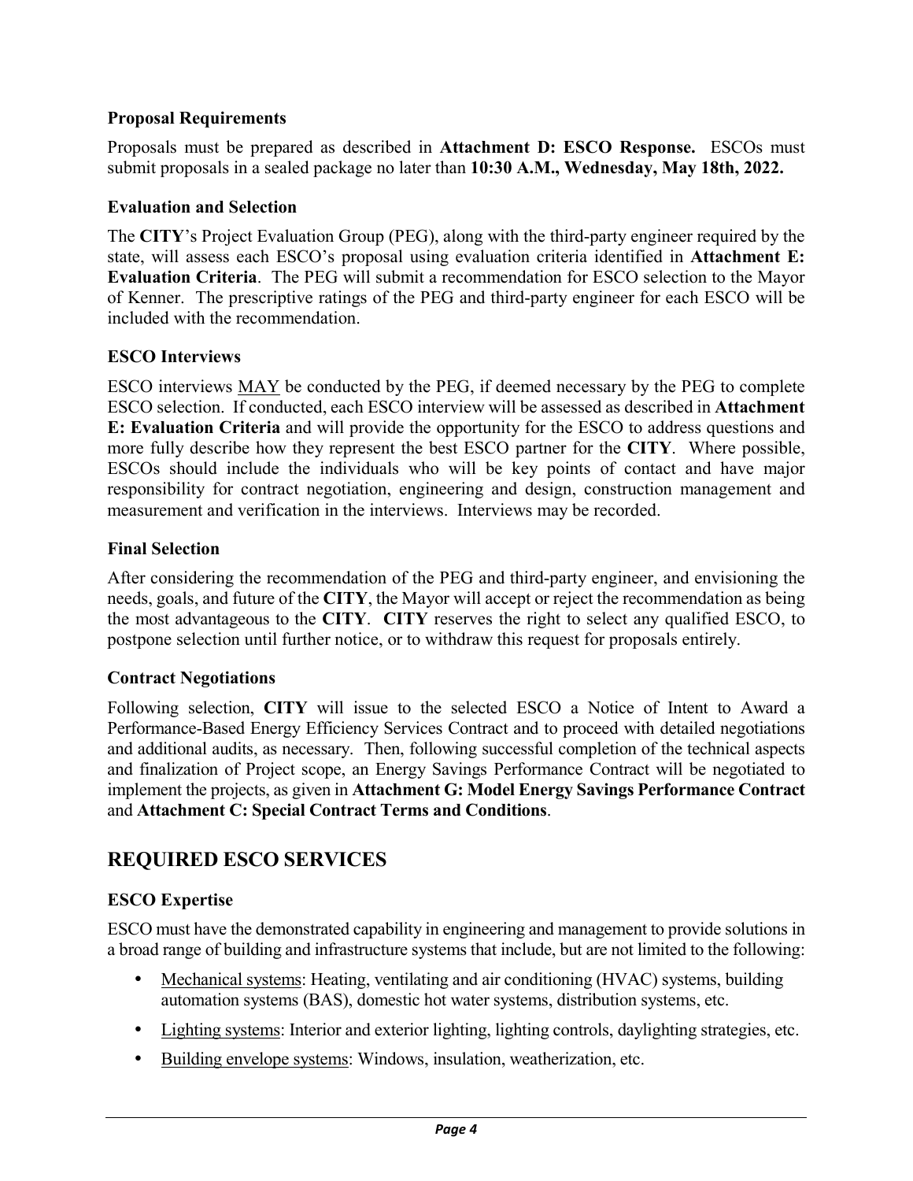### Proposal Requirements

Proposals must be prepared as described in **Attachment D: ESCO Response.** ESCOs must submit proposals in a sealed package no later than **10:30 A.M., Wednesday, May 18th, 2022.**

### Evaluation and Selection

The **CITY**'s Project Evaluation Group (PEG), along with the third-party engineer required by the state, will assess each ESCO's proposal using evaluation criteria identified in **Attachment E: Evaluation Criteria**. The PEG will submit a recommendation for ESCO selection to the Mayor of Kenner. The prescriptive ratings of the PEG and third-party engineer for each ESCO will be included with the recommendation.

### ESCO Interviews

ESCO interviews MAY be conducted by the PEG, if deemed necessary by the PEG to complete ESCO selection. If conducted, each ESCO interview will be assessed as described in **Attachment E: Evaluation Criteria** and will provide the opportunity for the ESCO to address questions and more fully describe how they represent the best ESCO partner for the **CITY**. Where possible, ESCOs should include the individuals who will be key points of contact and have major responsibility for contract negotiation, engineering and design, construction management and measurement and verification in the interviews. Interviews may be recorded.

### Final Selection

After considering the recommendation of the PEG and third-party engineer, and envisioning the needs, goals, and future of the **CITY**, the Mayor will accept or reject the recommendation as being the most advantageous to the **CITY**. **CITY** reserves the right to select any qualified ESCO, to postpone selection until further notice, or to withdraw this request for proposals entirely.

### Contract Negotiations

Following selection, **CITY** will issue to the selected ESCO a Notice of Intent to Award a Performance-Based Energy Efficiency Services Contract and to proceed with detailed negotiations and additional audits, as necessary. Then, following successful completion of the technical aspects and finalization of Project scope, an Energy Savings Performance Contract will be negotiated to implement the projects, as given in **Attachment G: Model Energy Savings Performance Contract** and **Attachment C: Special Contract Terms and Conditions**.

## REQUIRED ESCO SERVICES

### ESCO Expertise

ESCO must have the demonstrated capability in engineering and management to provide solutions in a broad range of building and infrastructure systems that include, but are not limited to the following:

- Mechanical systems: Heating, ventilating and air conditioning (HVAC) systems, building automation systems (BAS), domestic hot water systems, distribution systems, etc.
- Lighting systems: Interior and exterior lighting, lighting controls, daylighting strategies, etc.
- Building envelope systems: Windows, insulation, weatherization, etc.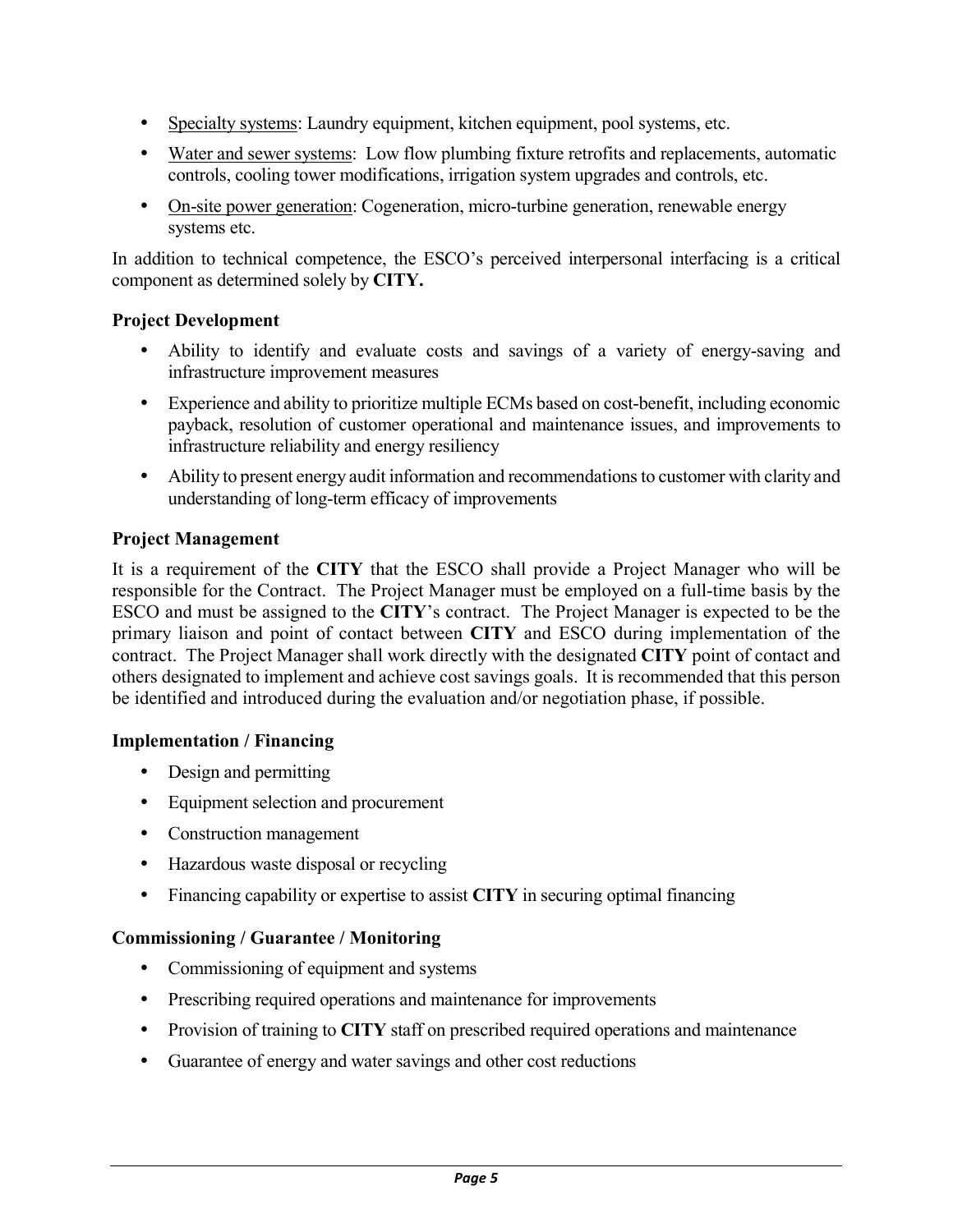- Specialty systems: Laundry equipment, kitchen equipment, pool systems, etc.
- Water and sewer systems: Low flow plumbing fixture retrofits and replacements, automatic controls, cooling tower modifications, irrigation system upgrades and controls, etc.
- On-site power generation: Cogeneration, micro-turbine generation, renewable energy systems etc.

In addition to technical competence, the ESCO's perceived interpersonal interfacing is a critical component as determined solely by **CITY.**

**Project Development**

- Ability to identify and evaluate costs and savings of a variety of energy-saving and infrastructure improvement measures
- Experience and ability to prioritize multiple ECMs based on cost-benefit, including economic payback, resolution of customer operational and maintenance issues, and improvements to infrastructure reliability and energy resiliency
- Ability to present energy audit information and recommendations to customer with clarity and understanding of long-term efficacy of improvements

**Project Management**

It is a requirement of the **CITY** that the ESCO shall provide a Project Manager who will be responsible for the Contract. The Project Manager must be employed on a full-time basis by the ESCO and must be assigned to the **CITY**'s contract. The Project Manager is expected to be the primary liaison and point of contact between **CITY** and ESCO during implementation of the contract. The Project Manager shall work directly with the designated **CITY** point of contact and others designated to implement and achieve cost savings goals. It is recommended that this person be identified and introduced during the evaluation and/or negotiation phase, if possible.

**Implementation / Financing**

- Design and permitting
- Equipment selection and procurement
- Construction management
- Hazardous waste disposal or recycling
- Financing capability or expertise to assist **CITY** in securing optimal financing

**Commissioning / Guarantee / Monitoring**

- Commissioning of equipment and systems
- Prescribing required operations and maintenance for improvements
- Provision of training to **CITY** staff on prescribed required operations and maintenance
- Guarantee of energy and water savings and other cost reductions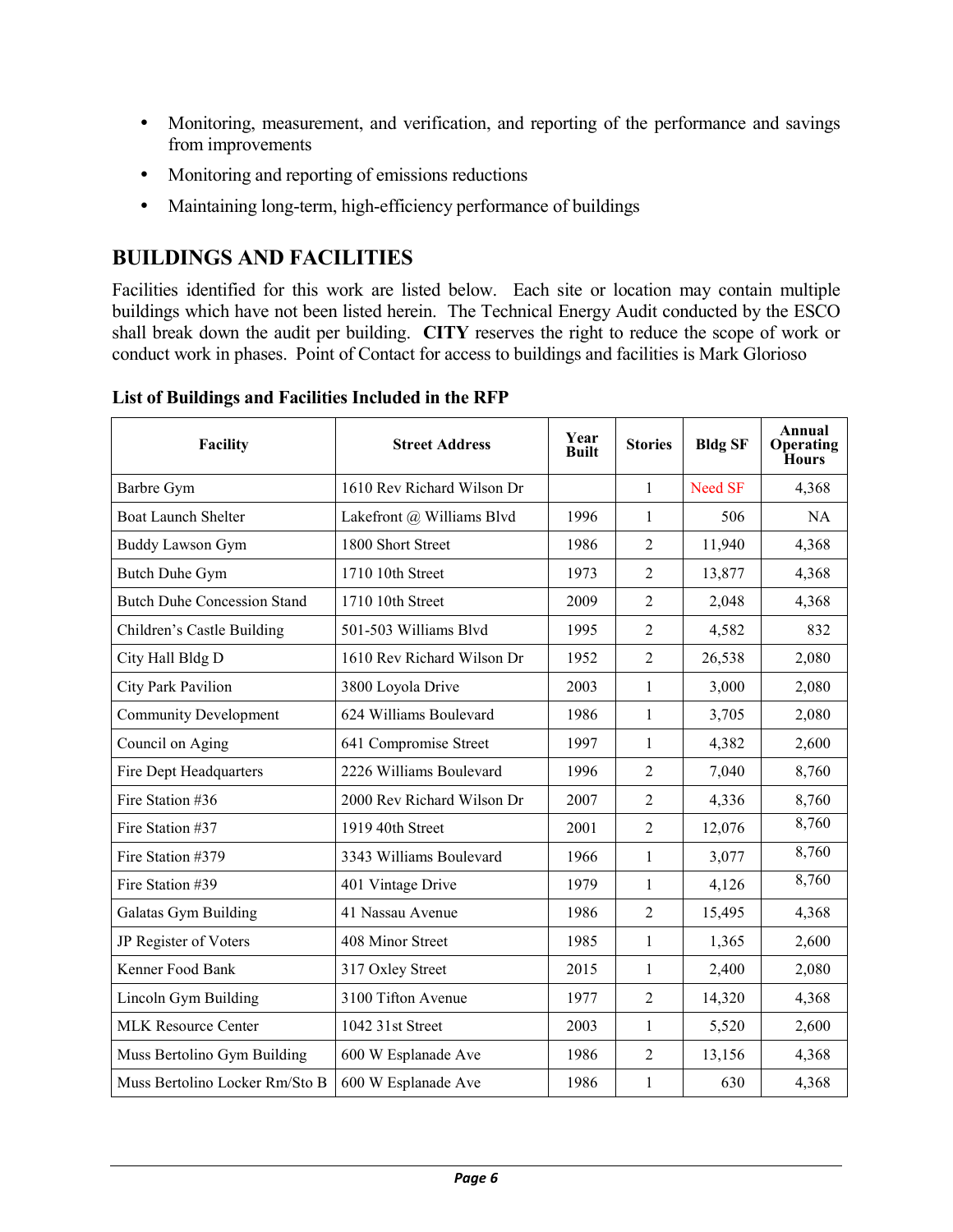- Monitoring, measurement, and verification, and reporting of the performance and savings from improvements
- Monitoring and reporting of emissions reductions
- Maintaining long-term, high-efficiency performance of buildings

## BUILDINGS AND FACILITIES

Facilities identified for this work are listed below. Each site or location may contain multiple buildings which have not been listed herein. The Technical Energy Audit conducted by the ESCO shall break down the audit per building. **CITY** reserves the right to reduce the scope of work or conduct work in phases. Point of Contact for access to buildings and facilities is Mark Glorioso

**List of Buildings and Facilities Included in the RFP**

| Facility | Street Address | Year Built | Stories | Bldg SF | Annual Operating Hours |
|---|---|---|---|---|---|
| Barbre Gym | 1610 Rev Richard Wilson Dr | | 1 | Need SF | 4,368 |
| Boat Launch Shelter | Lakefront @ Williams Blvd | 1996 | 1 | 506 | NA |
| Buddy Lawson Gym | 1800 Short Street | 1986 | 2 | 11,940 | 4,368 |
| Butch Duhe Gym | 1710 10th Street | 1973 | 2 | 13,877 | 4,368 |
| Butch Duhe Concession Stand | 1710 10th Street | 2009 | 2 | 2,048 | 4,368 |
| Children's Castle Building | 501-503 Williams Blvd | 1995 | 2 | 4,582 | 832 |
| City Hall Bldg D | 1610 Rev Richard Wilson Dr | 1952 | 2 | 26,538 | 2,080 |
| City Park Pavilion | 3800 Loyola Drive | 2003 | 1 | 3,000 | 2,080 |
| Community Development | 624 Williams Boulevard | 1986 | 1 | 3,705 | 2,080 |
| Council on Aging | 641 Compromise Street | 1997 | 1 | 4,382 | 2,600 |
| Fire Dept Headquarters | 2226 Williams Boulevard | 1996 | 2 | 7,040 | 8,760 |
| Fire Station #36 | 2000 Rev Richard Wilson Dr | 2007 | 2 | 4,336 | 8,760 |
| Fire Station #37 | 1919 40th Street | 2001 | 2 | 12,076 | 8,760 |
| Fire Station #379 | 3343 Williams Boulevard | 1966 | 1 | 3,077 | 8,760 |
| Fire Station #39 | 401 Vintage Drive | 1979 | 1 | 4,126 | 8,760 |
| Galatas Gym Building | 41 Nassau Avenue | 1986 | 2 | 15,495 | 4,368 |
| JP Register of Voters | 408 Minor Street | 1985 | 1 | 1,365 | 2,600 |
| Kenner Food Bank | 317 Oxley Street | 2015 | 1 | 2,400 | 2,080 |
| Lincoln Gym Building | 3100 Tifton Avenue | 1977 | 2 | 14,320 | 4,368 |
| MLK Resource Center | 1042 31st Street | 2003 | 1 | 5,520 | 2,600 |
| Muss Bertolino Gym Building | 600 W Esplanade Ave | 1986 | 2 | 13,156 | 4,368 |
| Muss Bertolino Locker Rm/Sto B | 600 W Esplanade Ave | 1986 | 1 | 630 | 4,368 |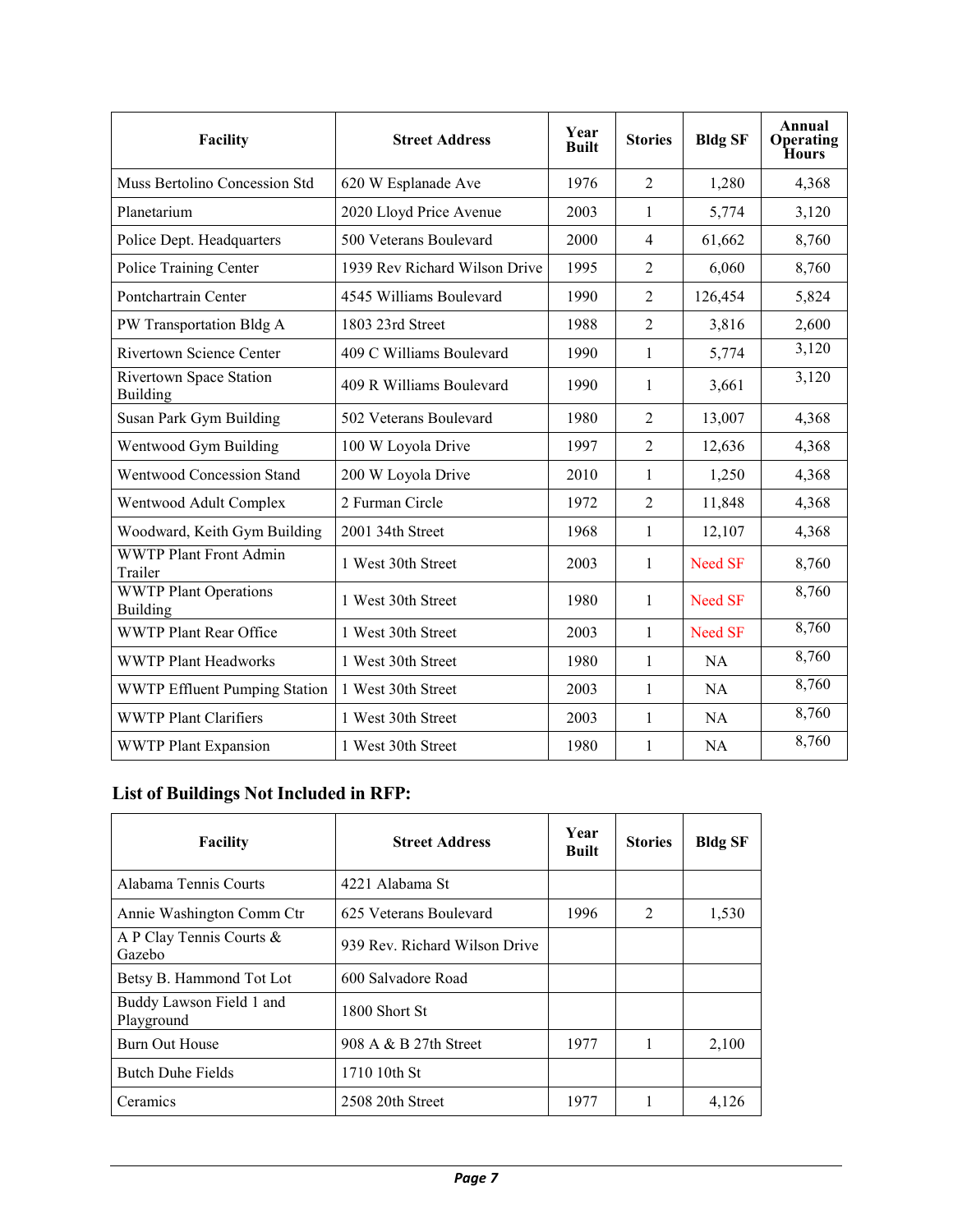| Facility | Street Address | Year Built | Stories | Bldg SF | Annual Operating Hours |
|---|---|---|---|---|---|
| Muss Bertolino Concession Std | 620 W Esplanade Ave | 1976 | 2 | 1,280 | 4,368 |
| Planetarium | 2020 Lloyd Price Avenue | 2003 | 1 | 5,774 | 3,120 |
| Police Dept. Headquarters | 500 Veterans Boulevard | 2000 | 4 | 61,662 | 8,760 |
| Police Training Center | 1939 Rev Richard Wilson Drive | 1995 | 2 | 6,060 | 8,760 |
| Pontchartrain Center | 4545 Williams Boulevard | 1990 | 2 | 126,454 | 5,824 |
| PW Transportation Bldg A | 1803 23rd Street | 1988 | 2 | 3,816 | 2,600 |
| Rivertown Science Center | 409 C Williams Boulevard | 1990 | 1 | 5,774 | 3,120 |
| Rivertown Space Station Building | 409 R Williams Boulevard | 1990 | 1 | 3,661 | 3,120 |
| Susan Park Gym Building | 502 Veterans Boulevard | 1980 | 2 | 13,007 | 4,368 |
| Wentwood Gym Building | 100 W Loyola Drive | 1997 | 2 | 12,636 | 4,368 |
| Wentwood Concession Stand | 200 W Loyola Drive | 2010 | 1 | 1,250 | 4,368 |
| Wentwood Adult Complex | 2 Furman Circle | 1972 | 2 | 11,848 | 4,368 |
| Woodward, Keith Gym Building | 2001 34th Street | 1968 | 1 | 12,107 | 4,368 |
| WWTP Plant Front Admin Trailer | 1 West 30th Street | 2003 | 1 | Need SF | 8,760 |
| WWTP Plant Operations Building | 1 West 30th Street | 1980 | 1 | Need SF | 8,760 |
| WWTP Plant Rear Office | 1 West 30th Street | 2003 | 1 | Need SF | 8,760 |
| WWTP Plant Headworks | 1 West 30th Street | 1980 | 1 | NA | 8,760 |
| WWTP Effluent Pumping Station | 1 West 30th Street | 2003 | 1 | NA | 8,760 |
| WWTP Plant Clarifiers | 1 West 30th Street | 2003 | 1 | NA | 8,760 |
| WWTP Plant Expansion | 1 West 30th Street | 1980 | 1 | NA | 8,760 |

## List of Buildings Not Included in RFP:

| Facility | Street Address | Year Built | Stories | Bldg SF |
|---|---|---|---|---|
| Alabama Tennis Courts | 4221 Alabama St | | | |
| Annie Washington Comm Ctr | 625 Veterans Boulevard | 1996 | 2 | 1,530 |
| A P Clay Tennis Courts & Gazebo | 939 Rev. Richard Wilson Drive | | | |
| Betsy B. Hammond Tot Lot | 600 Salvadore Road | | | |
| Buddy Lawson Field 1 and Playground | 1800 Short St | | | |
| Burn Out House | 908 A & B 27th Street | 1977 | 1 | 2,100 |
| Butch Duhe Fields | 1710 10th St | | | |
| Ceramics | 2508 20th Street | 1977 | 1 | 4,126 |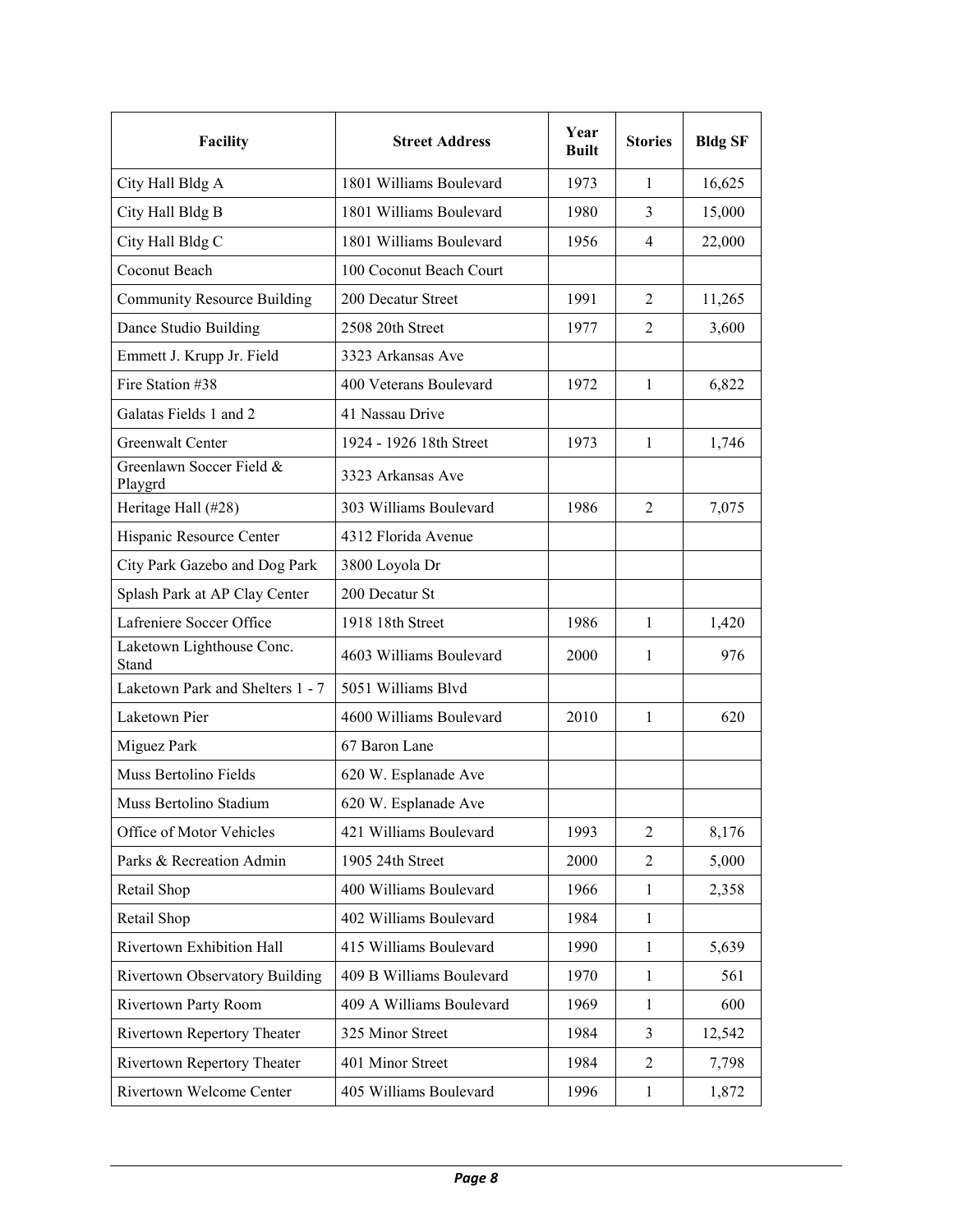| Facility | Street Address | Year Built | Stories | Bldg SF |
|---|---|---|---|---|
| City Hall Bldg A | 1801 Williams Boulevard | 1973 | 1 | 16,625 |
| City Hall Bldg B | 1801 Williams Boulevard | 1980 | 3 | 15,000 |
| City Hall Bldg C | 1801 Williams Boulevard | 1956 | 4 | 22,000 |
| Coconut Beach | 100 Coconut Beach Court | | | |
| Community Resource Building | 200 Decatur Street | 1991 | 2 | 11,265 |
| Dance Studio Building | 2508 20th Street | 1977 | 2 | 3,600 |
| Emmett J. Krupp Jr. Field | 3323 Arkansas Ave | | | |
| Fire Station #38 | 400 Veterans Boulevard | 1972 | 1 | 6,822 |
| Galatas Fields 1 and 2 | 41 Nassau Drive | | | |
| Greenwalt Center | 1924 - 1926 18th Street | 1973 | 1 | 1,746 |
| Greenlawn Soccer Field & Playgrd | 3323 Arkansas Ave | | | |
| Heritage Hall (#28) | 303 Williams Boulevard | 1986 | 2 | 7,075 |
| Hispanic Resource Center | 4312 Florida Avenue | | | |
| City Park Gazebo and Dog Park | 3800 Loyola Dr | | | |
| Splash Park at AP Clay Center | 200 Decatur St | | | |
| Lafreniere Soccer Office | 1918 18th Street | 1986 | 1 | 1,420 |
| Laketown Lighthouse Conc. Stand | 4603 Williams Boulevard | 2000 | 1 | 976 |
| Laketown Park and Shelters 1 - 7 | 5051 Williams Blvd | | | |
| Laketown Pier | 4600 Williams Boulevard | 2010 | 1 | 620 |
| Miguez Park | 67 Baron Lane | | | |
| Muss Bertolino Fields | 620 W. Esplanade Ave | | | |
| Muss Bertolino Stadium | 620 W. Esplanade Ave | | | |
| Office of Motor Vehicles | 421 Williams Boulevard | 1993 | 2 | 8,176 |
| Parks & Recreation Admin | 1905 24th Street | 2000 | 2 | 5,000 |
| Retail Shop | 400 Williams Boulevard | 1966 | 1 | 2,358 |
| Retail Shop | 402 Williams Boulevard | 1984 | 1 | |
| Rivertown Exhibition Hall | 415 Williams Boulevard | 1990 | 1 | 5,639 |
| Rivertown Observatory Building | 409 B Williams Boulevard | 1970 | 1 | 561 |
| Rivertown Party Room | 409 A Williams Boulevard | 1969 | 1 | 600 |
| Rivertown Repertory Theater | 325 Minor Street | 1984 | 3 | 12,542 |
| Rivertown Repertory Theater | 401 Minor Street | 1984 | 2 | 7,798 |
| Rivertown Welcome Center | 405 Williams Boulevard | 1996 | 1 | 1,872 |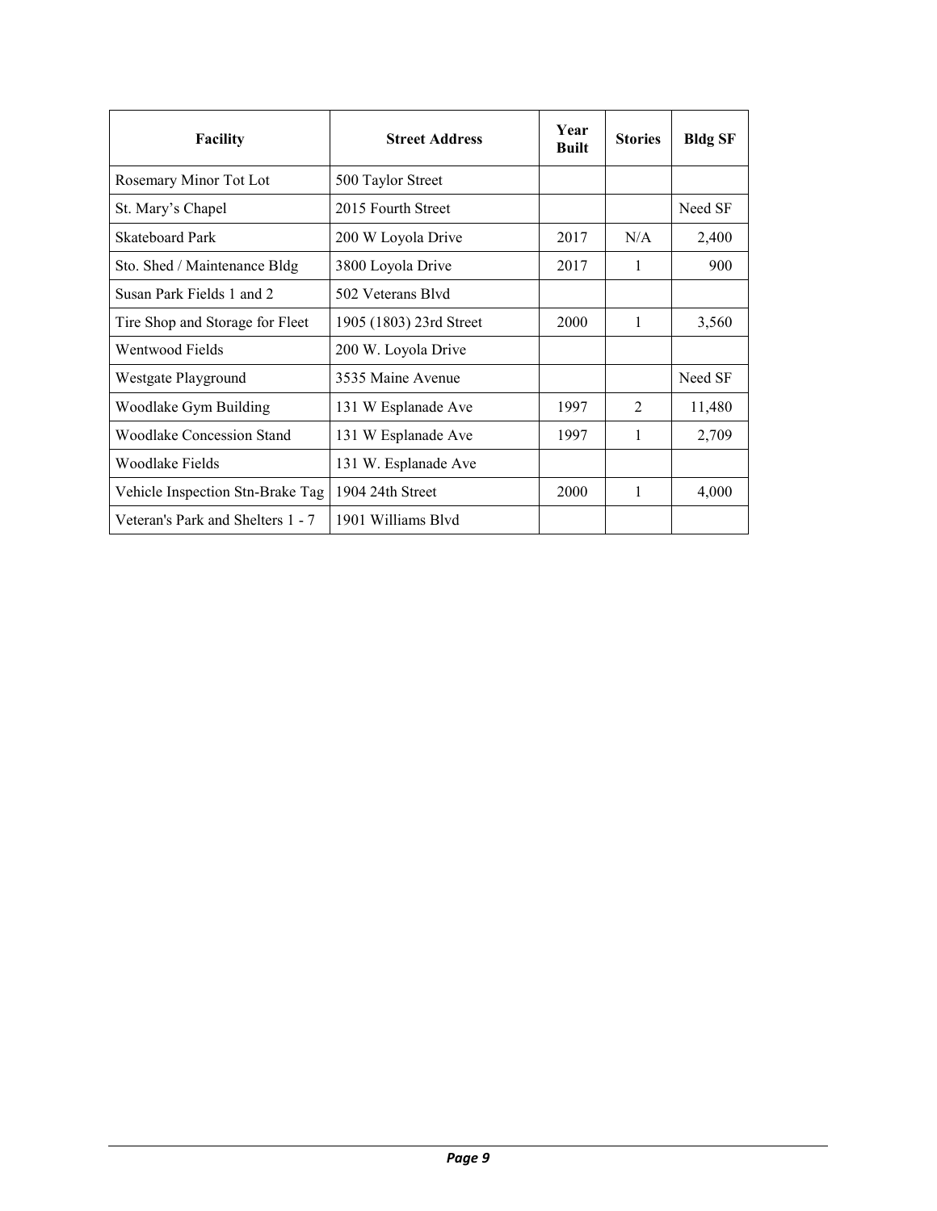| Facility | Street Address | Year Built | Stories | Bldg SF |
|---|---|---|---|---|
| Rosemary Minor Tot Lot | 500 Taylor Street | | | |
| St. Mary's Chapel | 2015 Fourth Street | | | Need SF |
| Skateboard Park | 200 W Loyola Drive | 2017 | N/A | 2,400 |
| Sto. Shed / Maintenance Bldg | 3800 Loyola Drive | 2017 | 1 | 900 |
| Susan Park Fields 1 and 2 | 502 Veterans Blvd | | | |
| Tire Shop and Storage for Fleet | 1905 (1803) 23rd Street | 2000 | 1 | 3,560 |
| Wentwood Fields | 200 W. Loyola Drive | | | |
| Westgate Playground | 3535 Maine Avenue | | | Need SF |
| Woodlake Gym Building | 131 W Esplanade Ave | 1997 | 2 | 11,480 |
| Woodlake Concession Stand | 131 W Esplanade Ave | 1997 | 1 | 2,709 |
| Woodlake Fields | 131 W. Esplanade Ave | | | |
| Vehicle Inspection Stn-Brake Tag | 1904 24th Street | 2000 | 1 | 4,000 |
| Veteran's Park and Shelters 1 - 7 | 1901 Williams Blvd | | | |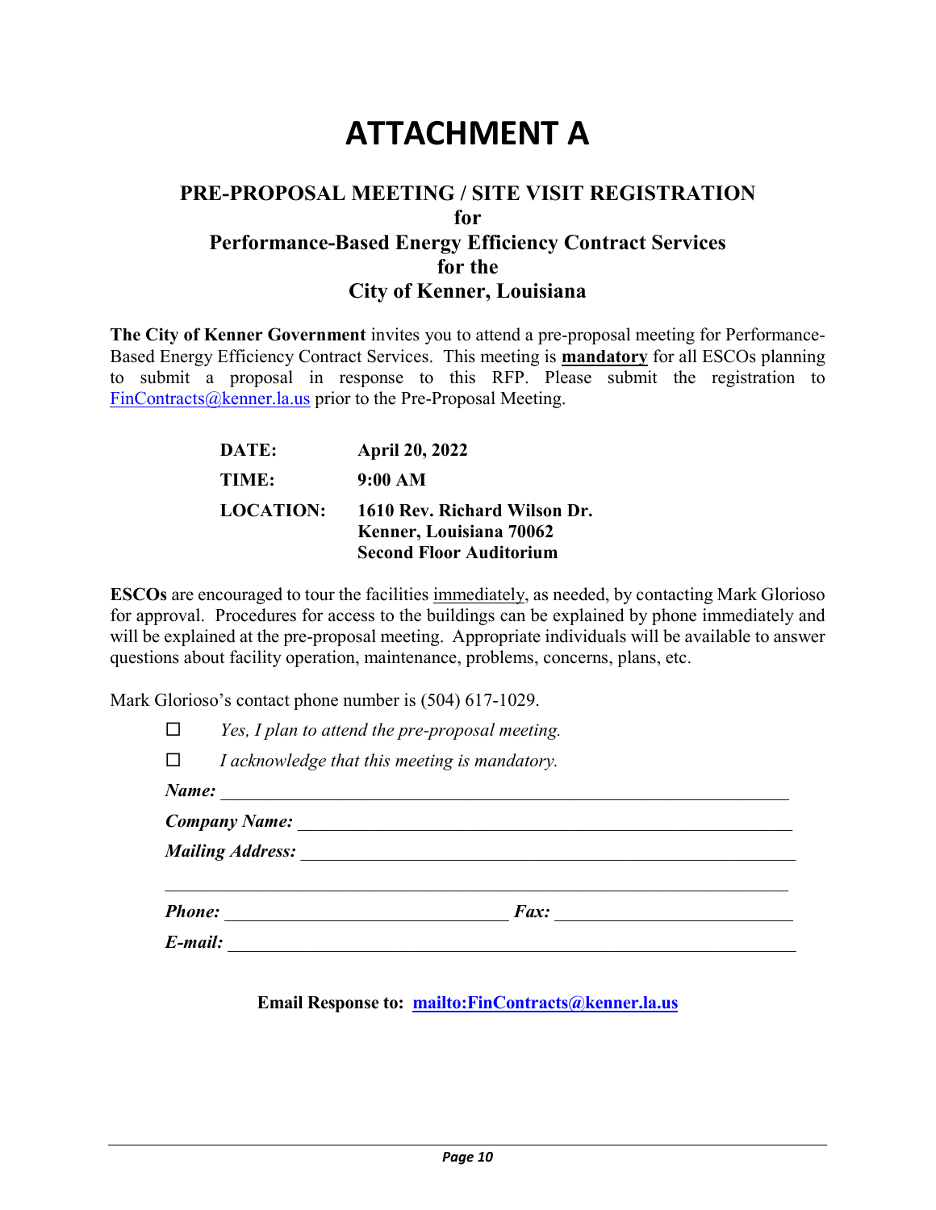# ATTACHMENT A

## PRE-PROPOSAL MEETING / SITE VISIT REGISTRATION for Performance-Based Energy Efficiency Contract Services for the City of Kenner, Louisiana

**The City of Kenner Government** invites you to attend a pre-proposal meeting for Performance-Based Energy Efficiency Contract Services. This meeting is **mandatory** for all ESCOs planning to submit a proposal in response to this RFP. Please submit the registration to FinContracts@kenner.la.us prior to the Pre-Proposal Meeting.

| | |
|---|---|
| **DATE:** | **April 20, 2022** |
| **TIME:** | **9:00 AM** |
| **LOCATION:** | **1610 Rev. Richard Wilson Dr.<br>Kenner, Louisiana 70062<br>Second Floor Auditorium** |

**ESCOs** are encouraged to tour the facilities immediately, as needed, by contacting Mark Glorioso for approval. Procedures for access to the buildings can be explained by phone immediately and will be explained at the pre-proposal meeting. Appropriate individuals will be available to answer questions about facility operation, maintenance, problems, concerns, plans, etc.

Mark Glorioso's contact phone number is (504) 617-1029.

☐ *Yes, I plan to attend the pre-proposal meeting.*

☐ *I acknowledge that this meeting is mandatory.*

***Name:*** ______________________________________________

***Company Name:*** ______________________________________________

***Mailing Address:*** ______________________________________________

______________________________________________

***Phone:*** ____________________________ ***Fax:*** ____________________________

***E-mail:*** ______________________________________________

**Email Response to: mailto:FinContracts@kenner.la.us**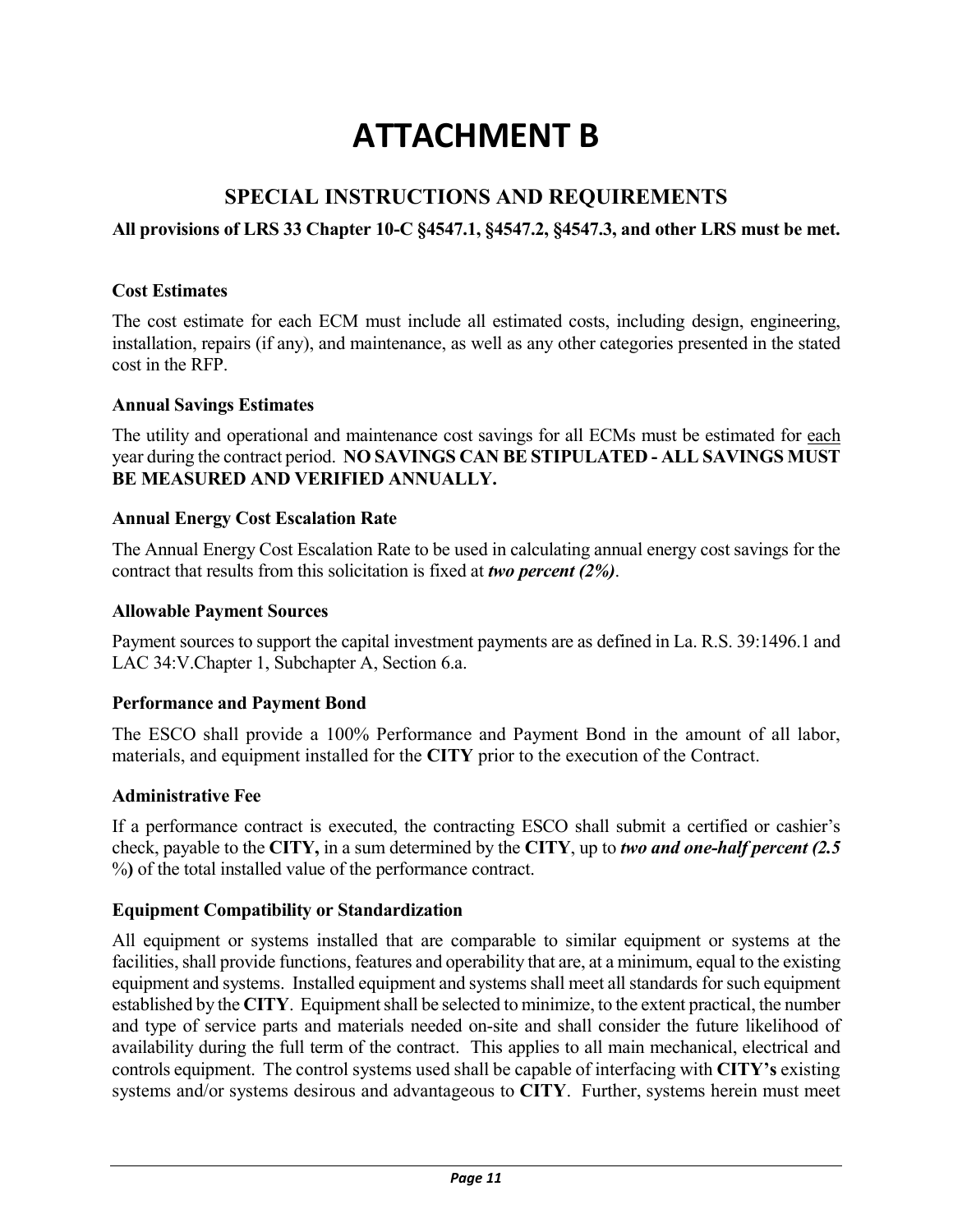# ATTACHMENT B

## SPECIAL INSTRUCTIONS AND REQUIREMENTS

**All provisions of LRS 33 Chapter 10-C §4547.1, §4547.2, §4547.3, and other LRS must be met.**

### Cost Estimates

The cost estimate for each ECM must include all estimated costs, including design, engineering, installation, repairs (if any), and maintenance, as well as any other categories presented in the stated cost in the RFP.

### Annual Savings Estimates

The utility and operational and maintenance cost savings for all ECMs must be estimated for each year during the contract period. **NO SAVINGS CAN BE STIPULATED - ALL SAVINGS MUST BE MEASURED AND VERIFIED ANNUALLY.**

### Annual Energy Cost Escalation Rate

The Annual Energy Cost Escalation Rate to be used in calculating annual energy cost savings for the contract that results from this solicitation is fixed at ***two percent (2%)***.

### Allowable Payment Sources

Payment sources to support the capital investment payments are as defined in La. R.S. 39:1496.1 and LAC 34:V.Chapter 1, Subchapter A, Section 6.a.

### Performance and Payment Bond

The ESCO shall provide a 100% Performance and Payment Bond in the amount of all labor, materials, and equipment installed for the **CITY** prior to the execution of the Contract.

### Administrative Fee

If a performance contract is executed, the contracting ESCO shall submit a certified or cashier's check, payable to the **CITY,** in a sum determined by the **CITY**, up to ***two and one-half percent (2.5 %)*** of the total installed value of the performance contract.

### Equipment Compatibility or Standardization

All equipment or systems installed that are comparable to similar equipment or systems at the facilities, shall provide functions, features and operability that are, at a minimum, equal to the existing equipment and systems. Installed equipment and systems shall meet all standards for such equipment established by the **CITY**. Equipment shall be selected to minimize, to the extent practical, the number and type of service parts and materials needed on-site and shall consider the future likelihood of availability during the full term of the contract. This applies to all main mechanical, electrical and controls equipment. The control systems used shall be capable of interfacing with **CITY's** existing systems and/or systems desirous and advantageous to **CITY**. Further, systems herein must meet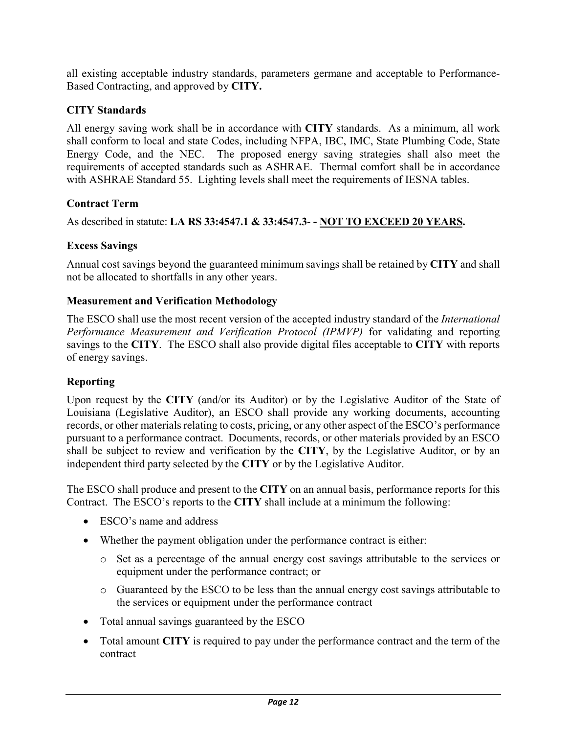all existing acceptable industry standards, parameters germane and acceptable to Performance-Based Contracting, and approved by **CITY.**

### CITY Standards

All energy saving work shall be in accordance with **CITY** standards. As a minimum, all work shall conform to local and state Codes, including NFPA, IBC, IMC, State Plumbing Code, State Energy Code, and the NEC. The proposed energy saving strategies shall also meet the requirements of accepted standards such as ASHRAE. Thermal comfort shall be in accordance with ASHRAE Standard 55. Lighting levels shall meet the requirements of IESNA tables.

### Contract Term

As described in statute: **LA RS 33:4547.1 & 33:4547.3- - <u>NOT TO EXCEED 20 YEARS</u>.**

### Excess Savings

Annual cost savings beyond the guaranteed minimum savings shall be retained by **CITY** and shall not be allocated to shortfalls in any other years.

### Measurement and Verification Methodology

The ESCO shall use the most recent version of the accepted industry standard of the *International Performance Measurement and Verification Protocol (IPMVP)* for validating and reporting savings to the **CITY**. The ESCO shall also provide digital files acceptable to **CITY** with reports of energy savings.

### Reporting

Upon request by the **CITY** (and/or its Auditor) or by the Legislative Auditor of the State of Louisiana (Legislative Auditor), an ESCO shall provide any working documents, accounting records, or other materials relating to costs, pricing, or any other aspect of the ESCO's performance pursuant to a performance contract. Documents, records, or other materials provided by an ESCO shall be subject to review and verification by the **CITY**, by the Legislative Auditor, or by an independent third party selected by the **CITY** or by the Legislative Auditor.

The ESCO shall produce and present to the **CITY** on an annual basis, performance reports for this Contract. The ESCO's reports to the **CITY** shall include at a minimum the following:

- ESCO's name and address
- Whether the payment obligation under the performance contract is either:
  - Set as a percentage of the annual energy cost savings attributable to the services or equipment under the performance contract; or
  - Guaranteed by the ESCO to be less than the annual energy cost savings attributable to the services or equipment under the performance contract
- Total annual savings guaranteed by the ESCO
- Total amount **CITY** is required to pay under the performance contract and the term of the contract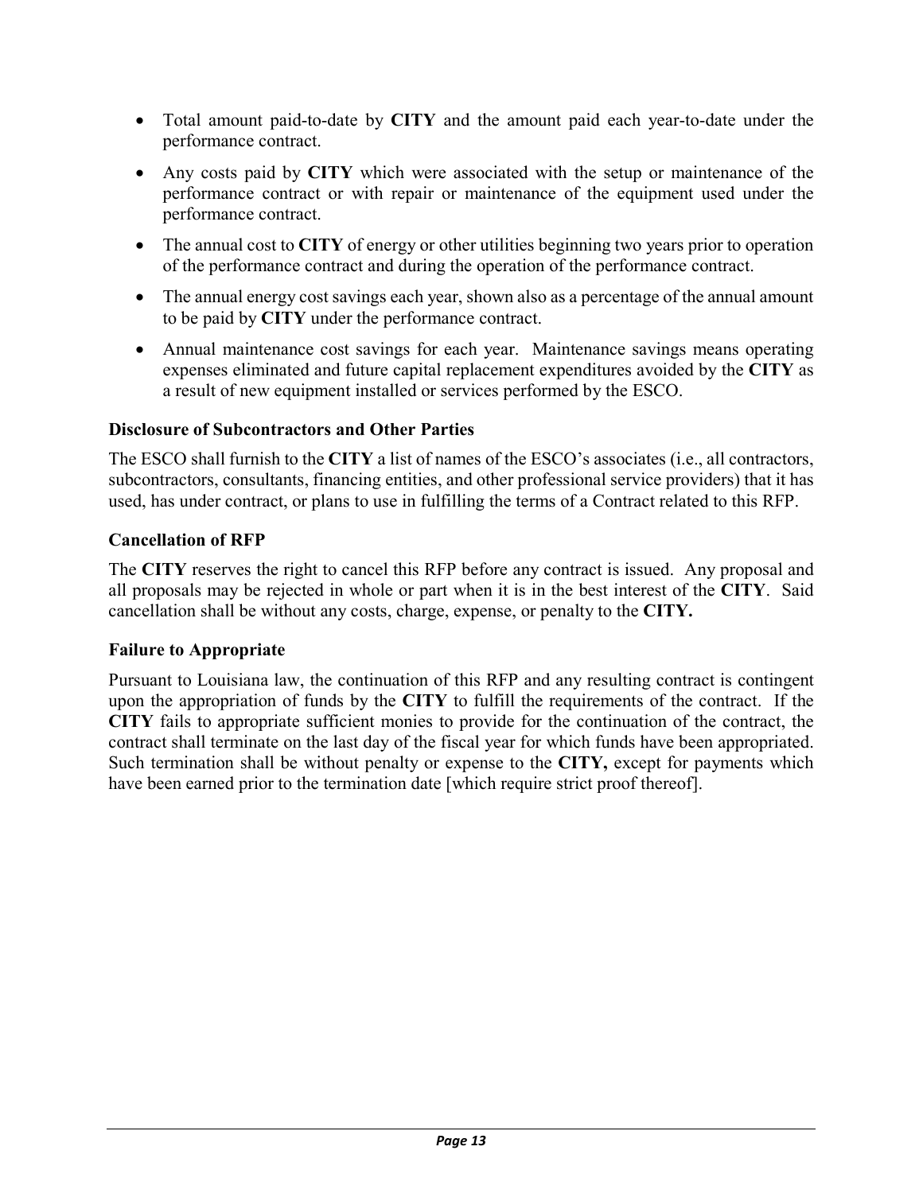- Total amount paid-to-date by **CITY** and the amount paid each year-to-date under the performance contract.
- Any costs paid by **CITY** which were associated with the setup or maintenance of the performance contract or with repair or maintenance of the equipment used under the performance contract.
- The annual cost to **CITY** of energy or other utilities beginning two years prior to operation of the performance contract and during the operation of the performance contract.
- The annual energy cost savings each year, shown also as a percentage of the annual amount to be paid by **CITY** under the performance contract.
- Annual maintenance cost savings for each year. Maintenance savings means operating expenses eliminated and future capital replacement expenditures avoided by the **CITY** as a result of new equipment installed or services performed by the ESCO.

### Disclosure of Subcontractors and Other Parties

The ESCO shall furnish to the **CITY** a list of names of the ESCO's associates (i.e., all contractors, subcontractors, consultants, financing entities, and other professional service providers) that it has used, has under contract, or plans to use in fulfilling the terms of a Contract related to this RFP.

### Cancellation of RFP

The **CITY** reserves the right to cancel this RFP before any contract is issued. Any proposal and all proposals may be rejected in whole or part when it is in the best interest of the **CITY**. Said cancellation shall be without any costs, charge, expense, or penalty to the **CITY.**

### Failure to Appropriate

Pursuant to Louisiana law, the continuation of this RFP and any resulting contract is contingent upon the appropriation of funds by the **CITY** to fulfill the requirements of the contract. If the **CITY** fails to appropriate sufficient monies to provide for the continuation of the contract, the contract shall terminate on the last day of the fiscal year for which funds have been appropriated. Such termination shall be without penalty or expense to the **CITY,** except for payments which have been earned prior to the termination date [which require strict proof thereof].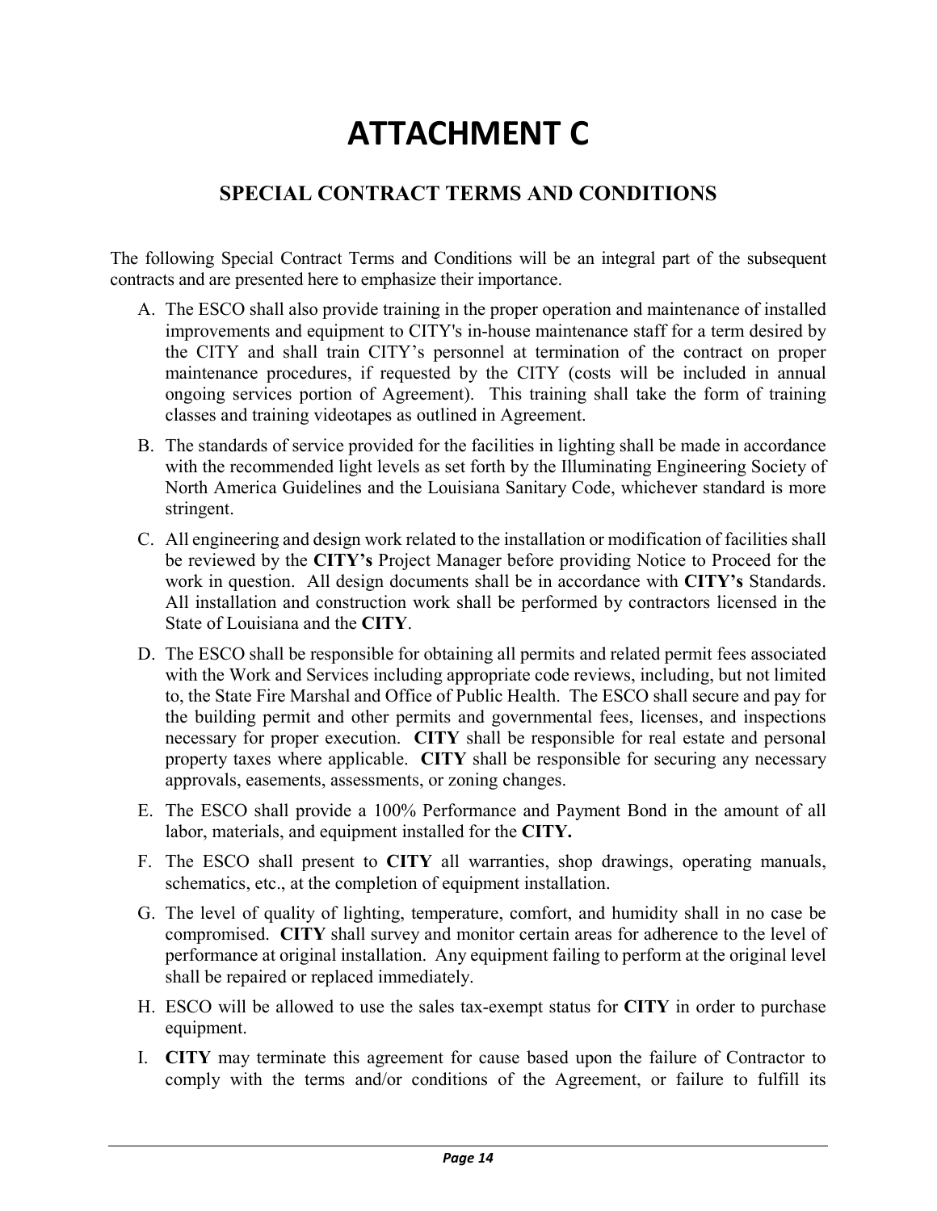# ATTACHMENT C

## SPECIAL CONTRACT TERMS AND CONDITIONS

The following Special Contract Terms and Conditions will be an integral part of the subsequent contracts and are presented here to emphasize their importance.

A. The ESCO shall also provide training in the proper operation and maintenance of installed improvements and equipment to CITY's in-house maintenance staff for a term desired by the CITY and shall train CITY's personnel at termination of the contract on proper maintenance procedures, if requested by the CITY (costs will be included in annual ongoing services portion of Agreement). This training shall take the form of training classes and training videotapes as outlined in Agreement.

B. The standards of service provided for the facilities in lighting shall be made in accordance with the recommended light levels as set forth by the Illuminating Engineering Society of North America Guidelines and the Louisiana Sanitary Code, whichever standard is more stringent.

C. All engineering and design work related to the installation or modification of facilities shall be reviewed by the **CITY's** Project Manager before providing Notice to Proceed for the work in question. All design documents shall be in accordance with **CITY's** Standards. All installation and construction work shall be performed by contractors licensed in the State of Louisiana and the **CITY**.

D. The ESCO shall be responsible for obtaining all permits and related permit fees associated with the Work and Services including appropriate code reviews, including, but not limited to, the State Fire Marshal and Office of Public Health. The ESCO shall secure and pay for the building permit and other permits and governmental fees, licenses, and inspections necessary for proper execution. **CITY** shall be responsible for real estate and personal property taxes where applicable. **CITY** shall be responsible for securing any necessary approvals, easements, assessments, or zoning changes.

E. The ESCO shall provide a 100% Performance and Payment Bond in the amount of all labor, materials, and equipment installed for the **CITY.**

F. The ESCO shall present to **CITY** all warranties, shop drawings, operating manuals, schematics, etc., at the completion of equipment installation.

G. The level of quality of lighting, temperature, comfort, and humidity shall in no case be compromised. **CITY** shall survey and monitor certain areas for adherence to the level of performance at original installation. Any equipment failing to perform at the original level shall be repaired or replaced immediately.

H. ESCO will be allowed to use the sales tax-exempt status for **CITY** in order to purchase equipment.

I. **CITY** may terminate this agreement for cause based upon the failure of Contractor to comply with the terms and/or conditions of the Agreement, or failure to fulfill its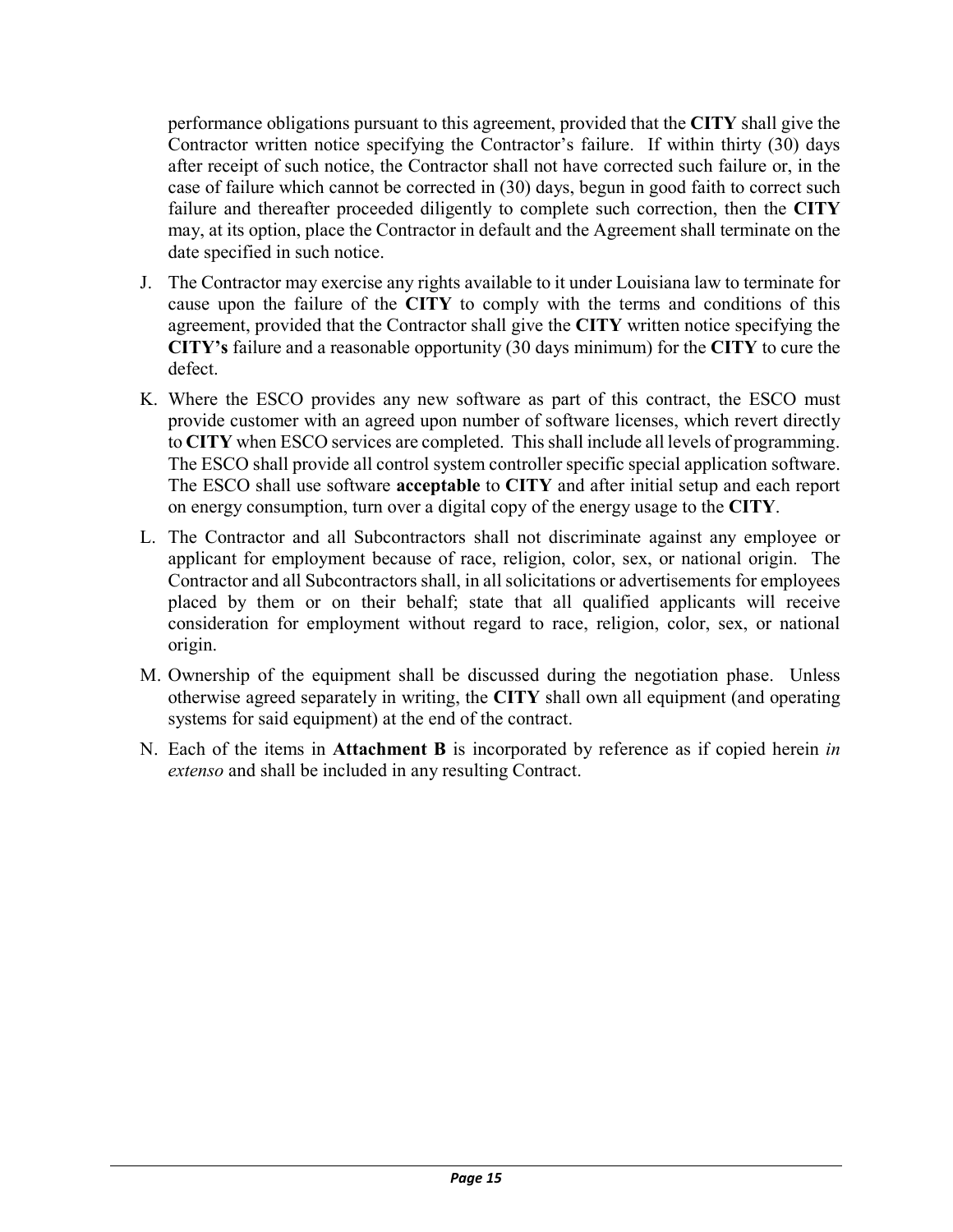performance obligations pursuant to this agreement, provided that the **CITY** shall give the Contractor written notice specifying the Contractor's failure. If within thirty (30) days after receipt of such notice, the Contractor shall not have corrected such failure or, in the case of failure which cannot be corrected in (30) days, begun in good faith to correct such failure and thereafter proceeded diligently to complete such correction, then the **CITY** may, at its option, place the Contractor in default and the Agreement shall terminate on the date specified in such notice.

J. The Contractor may exercise any rights available to it under Louisiana law to terminate for cause upon the failure of the **CITY** to comply with the terms and conditions of this agreement, provided that the Contractor shall give the **CITY** written notice specifying the **CITY's** failure and a reasonable opportunity (30 days minimum) for the **CITY** to cure the defect.

K. Where the ESCO provides any new software as part of this contract, the ESCO must provide customer with an agreed upon number of software licenses, which revert directly to **CITY** when ESCO services are completed. This shall include all levels of programming. The ESCO shall provide all control system controller specific special application software. The ESCO shall use software **acceptable** to **CITY** and after initial setup and each report on energy consumption, turn over a digital copy of the energy usage to the **CITY**.

L. The Contractor and all Subcontractors shall not discriminate against any employee or applicant for employment because of race, religion, color, sex, or national origin. The Contractor and all Subcontractors shall, in all solicitations or advertisements for employees placed by them or on their behalf; state that all qualified applicants will receive consideration for employment without regard to race, religion, color, sex, or national origin.

M. Ownership of the equipment shall be discussed during the negotiation phase. Unless otherwise agreed separately in writing, the **CITY** shall own all equipment (and operating systems for said equipment) at the end of the contract.

N. Each of the items in **Attachment B** is incorporated by reference as if copied herein *in extenso* and shall be included in any resulting Contract.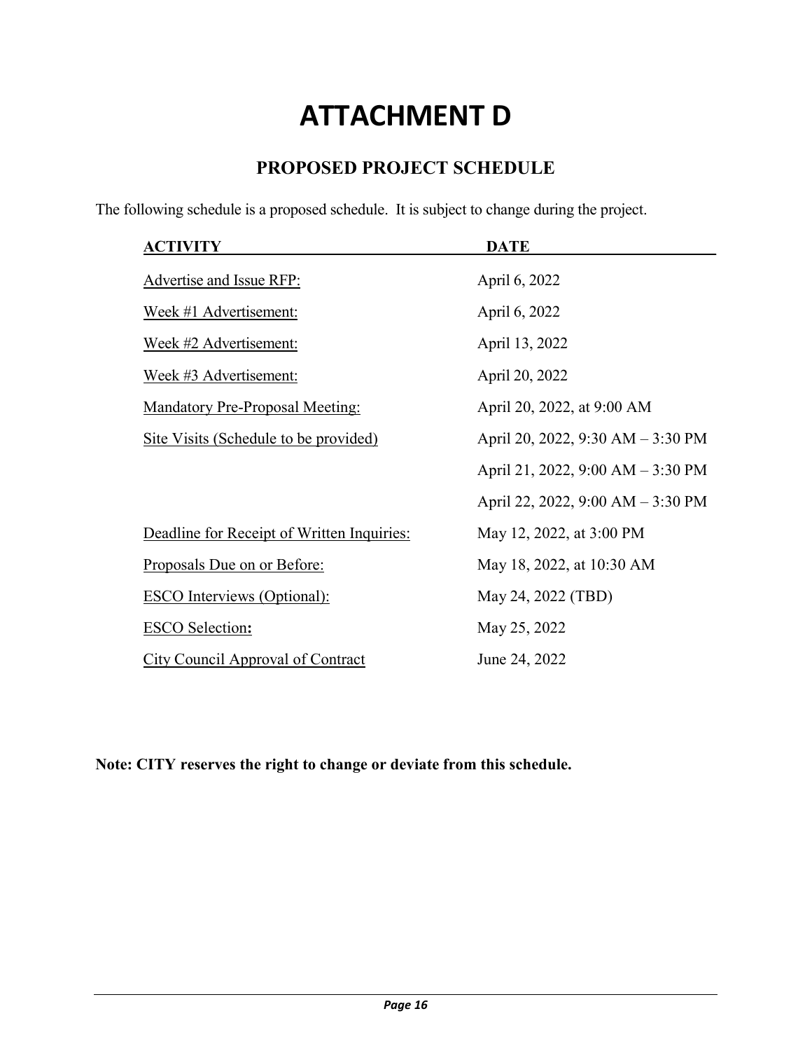# ATTACHMENT D

## PROPOSED PROJECT SCHEDULE

The following schedule is a proposed schedule. It is subject to change during the project.

| ACTIVITY | DATE |
|---|---|
| Advertise and Issue RFP: | April 6, 2022 |
| Week #1 Advertisement: | April 6, 2022 |
| Week #2 Advertisement: | April 13, 2022 |
| Week #3 Advertisement: | April 20, 2022 |
| Mandatory Pre-Proposal Meeting: | April 20, 2022, at 9:00 AM |
| Site Visits (Schedule to be provided) | April 20, 2022, 9:30 AM – 3:30 PM |
| | April 21, 2022, 9:00 AM – 3:30 PM |
| | April 22, 2022, 9:00 AM – 3:30 PM |
| Deadline for Receipt of Written Inquiries: | May 12, 2022, at 3:00 PM |
| Proposals Due on or Before: | May 18, 2022, at 10:30 AM |
| ESCO Interviews (Optional): | May 24, 2022 (TBD) |
| ESCO Selection**:** | May 25, 2022 |
| City Council Approval of Contract | June 24, 2022 |

**Note: CITY reserves the right to change or deviate from this schedule.**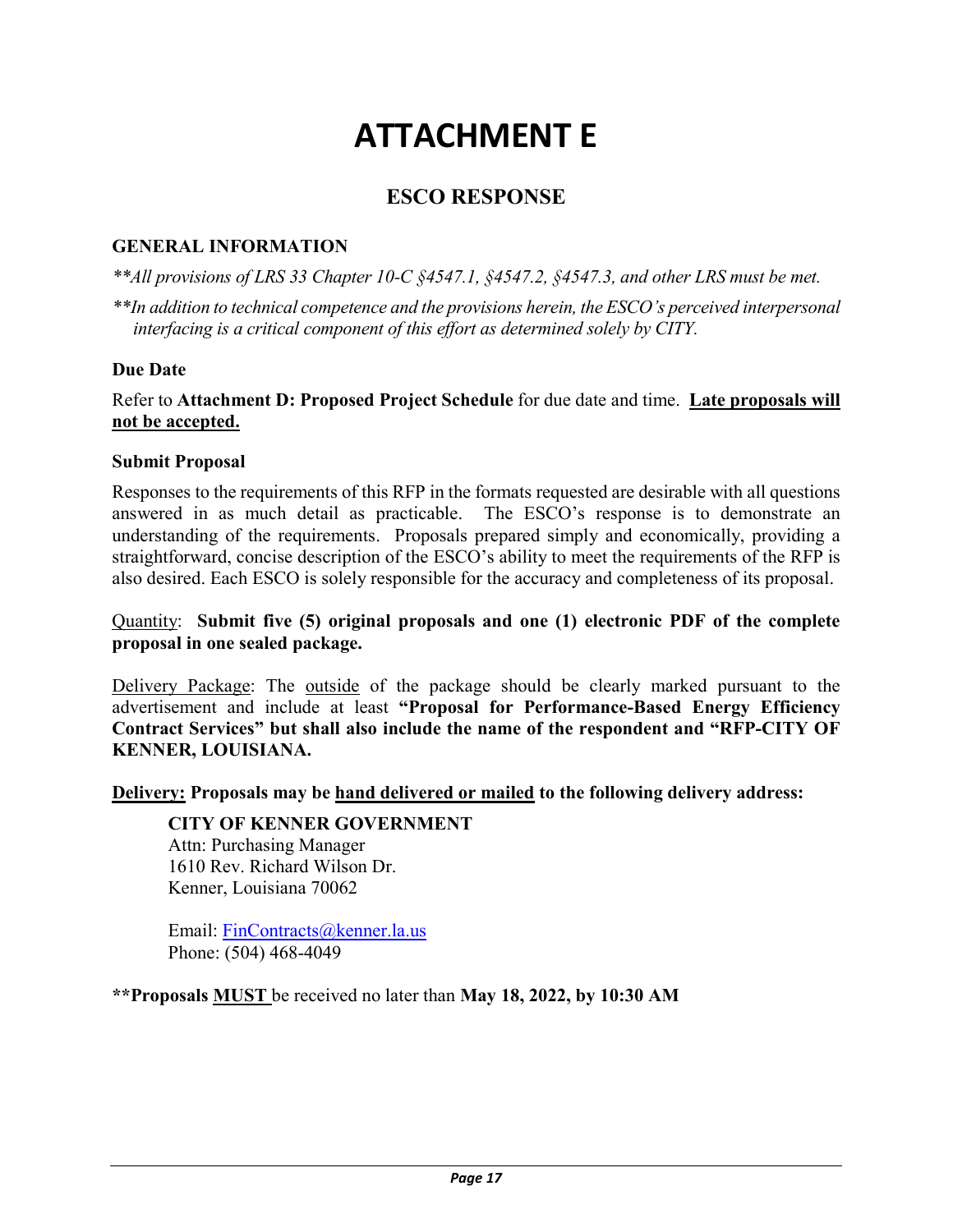# ATTACHMENT E

## ESCO RESPONSE

### GENERAL INFORMATION

*\*\*All provisions of LRS 33 Chapter 10-C §4547.1, §4547.2, §4547.3, and other LRS must be met.*

*\*\*In addition to technical competence and the provisions herein, the ESCO's perceived interpersonal interfacing is a critical component of this effort as determined solely by CITY.*

**Due Date**

Refer to **Attachment D: Proposed Project Schedule** for due date and time. <u>**Late proposals will not be accepted.**</u>

**Submit Proposal**

Responses to the requirements of this RFP in the formats requested are desirable with all questions answered in as much detail as practicable. The ESCO's response is to demonstrate an understanding of the requirements. Proposals prepared simply and economically, providing a straightforward, concise description of the ESCO's ability to meet the requirements of the RFP is also desired. Each ESCO is solely responsible for the accuracy and completeness of its proposal.

<u>Quantity</u>: **Submit five (5) original proposals and one (1) electronic PDF of the complete proposal in one sealed package.**

<u>Delivery Package</u>: The <u>outside</u> of the package should be clearly marked pursuant to the advertisement and include at least **"Proposal for Performance-Based Energy Efficiency Contract Services" but shall also include the name of the respondent and "RFP-CITY OF KENNER, LOUISIANA.**

<u>**Delivery:**</u> **Proposals may be <u>hand delivered or mailed</u> to the following delivery address:**

> **CITY OF KENNER GOVERNMENT**
> Attn: Purchasing Manager
> 1610 Rev. Richard Wilson Dr.
> Kenner, Louisiana 70062
>
> Email: FinContracts@kenner.la.us
> Phone: (504) 468-4049

**\*\*Proposals <u>MUST</u>** be received no later than **May 18, 2022, by 10:30 AM**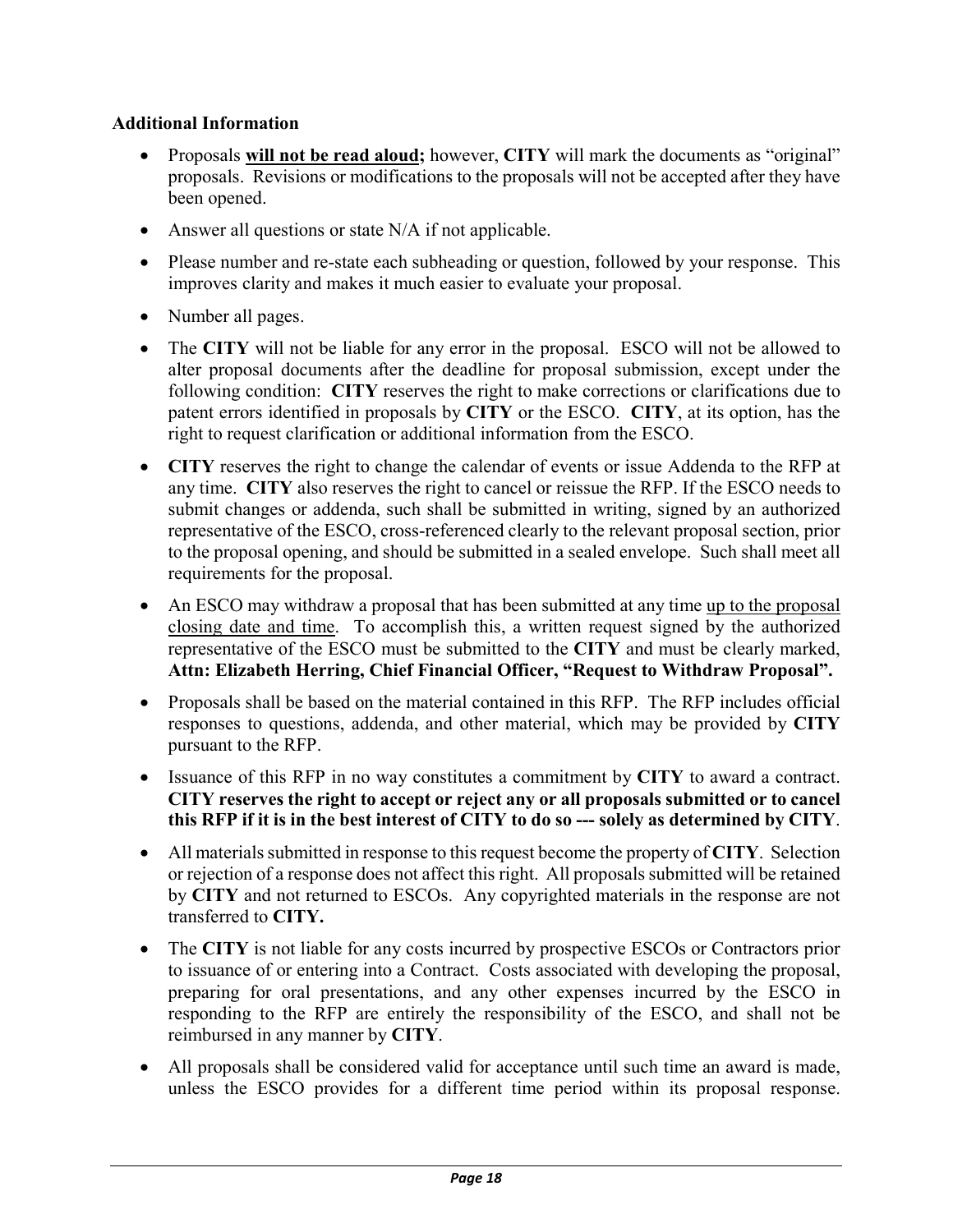**Additional Information**

- Proposals **will not be read aloud;** however, **CITY** will mark the documents as "original" proposals. Revisions or modifications to the proposals will not be accepted after they have been opened.
- Answer all questions or state N/A if not applicable.
- Please number and re-state each subheading or question, followed by your response. This improves clarity and makes it much easier to evaluate your proposal.
- Number all pages.
- The **CITY** will not be liable for any error in the proposal. ESCO will not be allowed to alter proposal documents after the deadline for proposal submission, except under the following condition: **CITY** reserves the right to make corrections or clarifications due to patent errors identified in proposals by **CITY** or the ESCO. **CITY**, at its option, has the right to request clarification or additional information from the ESCO.
- **CITY** reserves the right to change the calendar of events or issue Addenda to the RFP at any time. **CITY** also reserves the right to cancel or reissue the RFP. If the ESCO needs to submit changes or addenda, such shall be submitted in writing, signed by an authorized representative of the ESCO, cross-referenced clearly to the relevant proposal section, prior to the proposal opening, and should be submitted in a sealed envelope. Such shall meet all requirements for the proposal.
- An ESCO may withdraw a proposal that has been submitted at any time up to the proposal closing date and time. To accomplish this, a written request signed by the authorized representative of the ESCO must be submitted to the **CITY** and must be clearly marked, **Attn: Elizabeth Herring, Chief Financial Officer, "Request to Withdraw Proposal".**
- Proposals shall be based on the material contained in this RFP. The RFP includes official responses to questions, addenda, and other material, which may be provided by **CITY** pursuant to the RFP.
- Issuance of this RFP in no way constitutes a commitment by **CITY** to award a contract. **CITY reserves the right to accept or reject any or all proposals submitted or to cancel this RFP if it is in the best interest of CITY to do so --- solely as determined by CITY**.
- All materials submitted in response to this request become the property of **CITY**. Selection or rejection of a response does not affect this right. All proposals submitted will be retained by **CITY** and not returned to ESCOs. Any copyrighted materials in the response are not transferred to **CITY.**
- The **CITY** is not liable for any costs incurred by prospective ESCOs or Contractors prior to issuance of or entering into a Contract. Costs associated with developing the proposal, preparing for oral presentations, and any other expenses incurred by the ESCO in responding to the RFP are entirely the responsibility of the ESCO, and shall not be reimbursed in any manner by **CITY**.
- All proposals shall be considered valid for acceptance until such time an award is made, unless the ESCO provides for a different time period within its proposal response.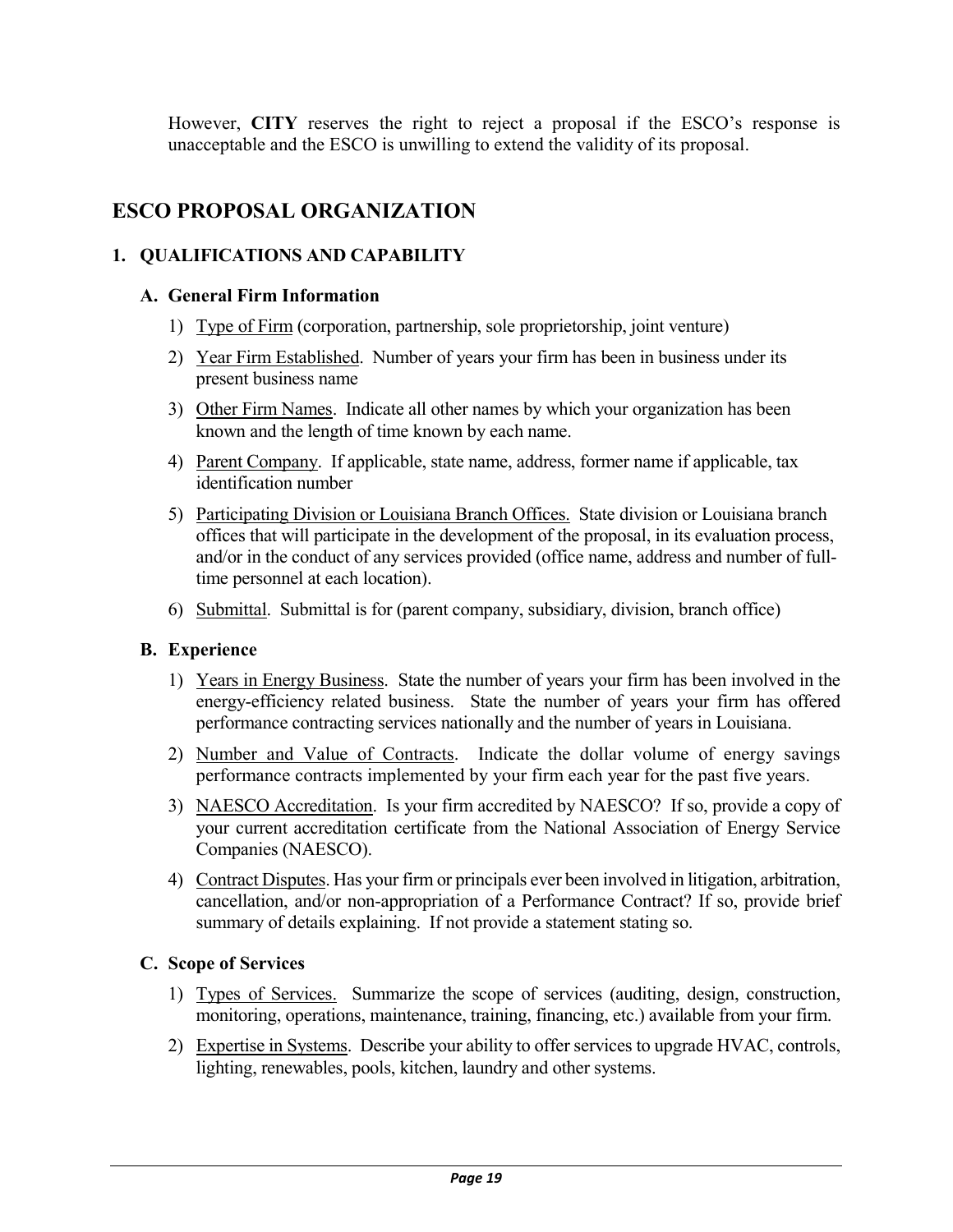However, **CITY** reserves the right to reject a proposal if the ESCO's response is unacceptable and the ESCO is unwilling to extend the validity of its proposal.

## ESCO PROPOSAL ORGANIZATION

### 1. QUALIFICATIONS AND CAPABILITY

#### A. General Firm Information

1) Type of Firm (corporation, partnership, sole proprietorship, joint venture)
2) Year Firm Established. Number of years your firm has been in business under its present business name
3) Other Firm Names. Indicate all other names by which your organization has been known and the length of time known by each name.
4) Parent Company. If applicable, state name, address, former name if applicable, tax identification number
5) Participating Division or Louisiana Branch Offices. State division or Louisiana branch offices that will participate in the development of the proposal, in its evaluation process, and/or in the conduct of any services provided (office name, address and number of full-time personnel at each location).
6) Submittal. Submittal is for (parent company, subsidiary, division, branch office)

#### B. Experience

1) Years in Energy Business. State the number of years your firm has been involved in the energy-efficiency related business. State the number of years your firm has offered performance contracting services nationally and the number of years in Louisiana.
2) Number and Value of Contracts. Indicate the dollar volume of energy savings performance contracts implemented by your firm each year for the past five years.
3) NAESCO Accreditation. Is your firm accredited by NAESCO? If so, provide a copy of your current accreditation certificate from the National Association of Energy Service Companies (NAESCO).
4) Contract Disputes. Has your firm or principals ever been involved in litigation, arbitration, cancellation, and/or non-appropriation of a Performance Contract? If so, provide brief summary of details explaining. If not provide a statement stating so.

#### C. Scope of Services

1) Types of Services. Summarize the scope of services (auditing, design, construction, monitoring, operations, maintenance, training, financing, etc.) available from your firm.
2) Expertise in Systems. Describe your ability to offer services to upgrade HVAC, controls, lighting, renewables, pools, kitchen, laundry and other systems.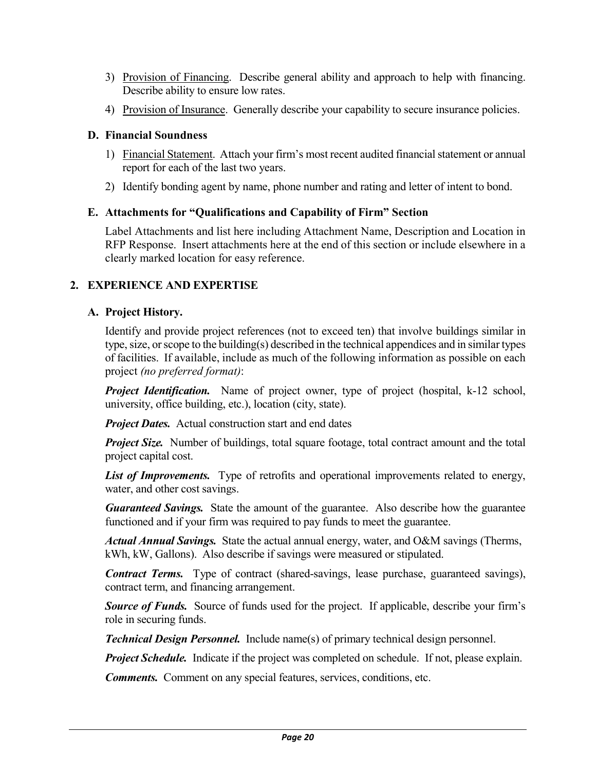3) Provision of Financing. Describe general ability and approach to help with financing. Describe ability to ensure low rates.
4) Provision of Insurance. Generally describe your capability to secure insurance policies.

### D. Financial Soundness

1) Financial Statement. Attach your firm's most recent audited financial statement or annual report for each of the last two years.
2) Identify bonding agent by name, phone number and rating and letter of intent to bond.

### E. Attachments for "Qualifications and Capability of Firm" Section

Label Attachments and list here including Attachment Name, Description and Location in RFP Response. Insert attachments here at the end of this section or include elsewhere in a clearly marked location for easy reference.

## 2. EXPERIENCE AND EXPERTISE

### A. Project History.

Identify and provide project references (not to exceed ten) that involve buildings similar in type, size, or scope to the building(s) described in the technical appendices and in similar types of facilities. If available, include as much of the following information as possible on each project *(no preferred format)*:

***Project Identification.*** Name of project owner, type of project (hospital, k-12 school, university, office building, etc.), location (city, state).

***Project Dates.*** Actual construction start and end dates

***Project Size.*** Number of buildings, total square footage, total contract amount and the total project capital cost.

***List of Improvements.*** Type of retrofits and operational improvements related to energy, water, and other cost savings.

***Guaranteed Savings.*** State the amount of the guarantee. Also describe how the guarantee functioned and if your firm was required to pay funds to meet the guarantee.

***Actual Annual Savings.*** State the actual annual energy, water, and O&M savings (Therms, kWh, kW, Gallons). Also describe if savings were measured or stipulated.

***Contract Terms.*** Type of contract (shared-savings, lease purchase, guaranteed savings), contract term, and financing arrangement.

***Source of Funds.*** Source of funds used for the project. If applicable, describe your firm's role in securing funds.

***Technical Design Personnel.*** Include name(s) of primary technical design personnel.

***Project Schedule.*** Indicate if the project was completed on schedule. If not, please explain.

***Comments.*** Comment on any special features, services, conditions, etc.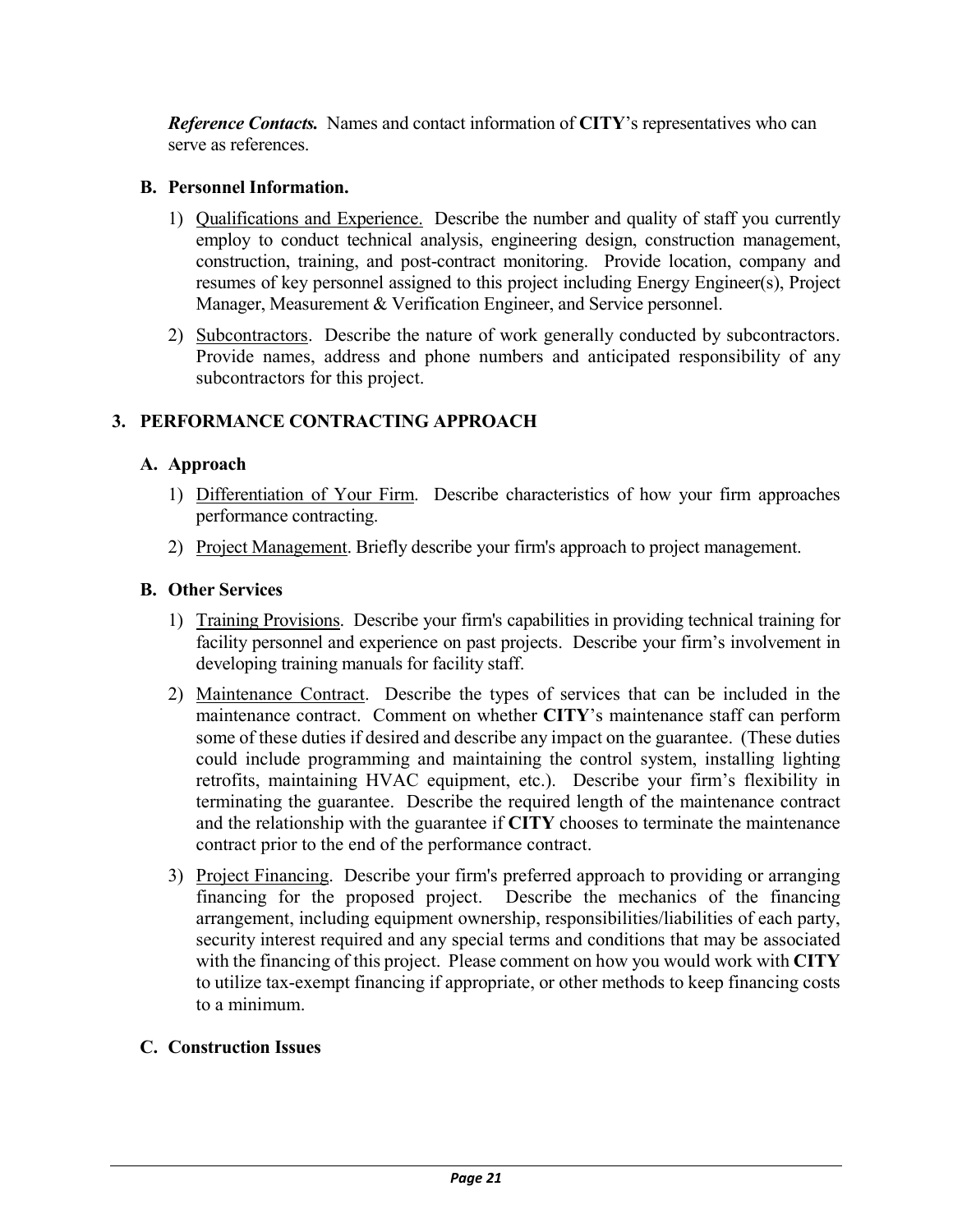***Reference Contacts.*** Names and contact information of **CITY**'s representatives who can serve as references.

### B. Personnel Information.

1) Qualifications and Experience. Describe the number and quality of staff you currently employ to conduct technical analysis, engineering design, construction management, construction, training, and post-contract monitoring. Provide location, company and resumes of key personnel assigned to this project including Energy Engineer(s), Project Manager, Measurement & Verification Engineer, and Service personnel.

2) Subcontractors. Describe the nature of work generally conducted by subcontractors. Provide names, address and phone numbers and anticipated responsibility of any subcontractors for this project.

## 3. PERFORMANCE CONTRACTING APPROACH

### A. Approach

1) Differentiation of Your Firm. Describe characteristics of how your firm approaches performance contracting.

2) Project Management. Briefly describe your firm's approach to project management.

### B. Other Services

1) Training Provisions. Describe your firm's capabilities in providing technical training for facility personnel and experience on past projects. Describe your firm's involvement in developing training manuals for facility staff.

2) Maintenance Contract. Describe the types of services that can be included in the maintenance contract. Comment on whether **CITY**'s maintenance staff can perform some of these duties if desired and describe any impact on the guarantee. (These duties could include programming and maintaining the control system, installing lighting retrofits, maintaining HVAC equipment, etc.). Describe your firm's flexibility in terminating the guarantee. Describe the required length of the maintenance contract and the relationship with the guarantee if **CITY** chooses to terminate the maintenance contract prior to the end of the performance contract.

3) Project Financing. Describe your firm's preferred approach to providing or arranging financing for the proposed project. Describe the mechanics of the financing arrangement, including equipment ownership, responsibilities/liabilities of each party, security interest required and any special terms and conditions that may be associated with the financing of this project. Please comment on how you would work with **CITY** to utilize tax-exempt financing if appropriate, or other methods to keep financing costs to a minimum.

### C. Construction Issues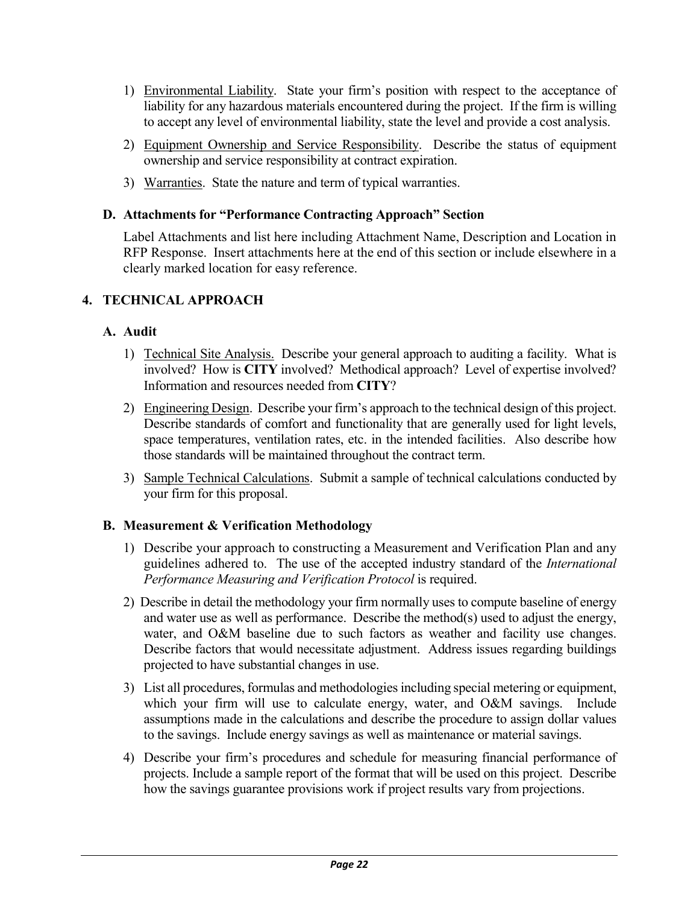1) <u>Environmental Liability</u>. State your firm's position with respect to the acceptance of liability for any hazardous materials encountered during the project. If the firm is willing to accept any level of environmental liability, state the level and provide a cost analysis.

2) <u>Equipment Ownership and Service Responsibility</u>. Describe the status of equipment ownership and service responsibility at contract expiration.

3) <u>Warranties</u>. State the nature and term of typical warranties.

### D. Attachments for "Performance Contracting Approach" Section

Label Attachments and list here including Attachment Name, Description and Location in RFP Response. Insert attachments here at the end of this section or include elsewhere in a clearly marked location for easy reference.

## 4. TECHNICAL APPROACH

### A. Audit

1) <u>Technical Site Analysis.</u> Describe your general approach to auditing a facility. What is involved? How is **CITY** involved? Methodical approach? Level of expertise involved? Information and resources needed from **CITY**?

2) <u>Engineering Design</u>. Describe your firm's approach to the technical design of this project. Describe standards of comfort and functionality that are generally used for light levels, space temperatures, ventilation rates, etc. in the intended facilities. Also describe how those standards will be maintained throughout the contract term.

3) <u>Sample Technical Calculations</u>. Submit a sample of technical calculations conducted by your firm for this proposal.

### B. Measurement & Verification Methodology

1) Describe your approach to constructing a Measurement and Verification Plan and any guidelines adhered to. The use of the accepted industry standard of the *International Performance Measuring and Verification Protocol* is required.

2) Describe in detail the methodology your firm normally uses to compute baseline of energy and water use as well as performance. Describe the method(s) used to adjust the energy, water, and O&M baseline due to such factors as weather and facility use changes. Describe factors that would necessitate adjustment. Address issues regarding buildings projected to have substantial changes in use.

3) List all procedures, formulas and methodologies including special metering or equipment, which your firm will use to calculate energy, water, and O&M savings. Include assumptions made in the calculations and describe the procedure to assign dollar values to the savings. Include energy savings as well as maintenance or material savings.

4) Describe your firm's procedures and schedule for measuring financial performance of projects. Include a sample report of the format that will be used on this project. Describe how the savings guarantee provisions work if project results vary from projections.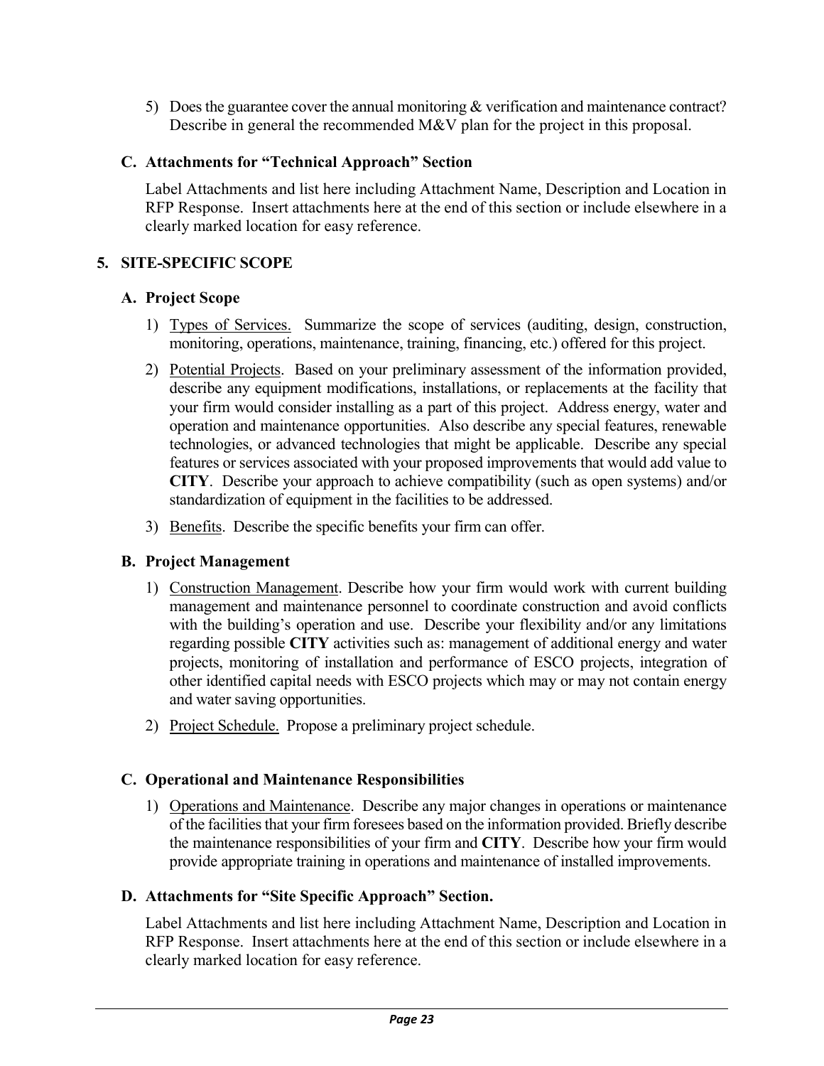5) Does the guarantee cover the annual monitoring & verification and maintenance contract? Describe in general the recommended M&V plan for the project in this proposal.

### C. Attachments for "Technical Approach" Section

Label Attachments and list here including Attachment Name, Description and Location in RFP Response. Insert attachments here at the end of this section or include elsewhere in a clearly marked location for easy reference.

## 5. SITE-SPECIFIC SCOPE

### A. Project Scope

1) <u>Types of Services.</u> Summarize the scope of services (auditing, design, construction, monitoring, operations, maintenance, training, financing, etc.) offered for this project.
2) <u>Potential Projects</u>. Based on your preliminary assessment of the information provided, describe any equipment modifications, installations, or replacements at the facility that your firm would consider installing as a part of this project. Address energy, water and operation and maintenance opportunities. Also describe any special features, renewable technologies, or advanced technologies that might be applicable. Describe any special features or services associated with your proposed improvements that would add value to **CITY**. Describe your approach to achieve compatibility (such as open systems) and/or standardization of equipment in the facilities to be addressed.
3) <u>Benefits</u>. Describe the specific benefits your firm can offer.

### B. Project Management

1) <u>Construction Management</u>. Describe how your firm would work with current building management and maintenance personnel to coordinate construction and avoid conflicts with the building's operation and use. Describe your flexibility and/or any limitations regarding possible **CITY** activities such as: management of additional energy and water projects, monitoring of installation and performance of ESCO projects, integration of other identified capital needs with ESCO projects which may or may not contain energy and water saving opportunities.
2) <u>Project Schedule.</u> Propose a preliminary project schedule.

### C. Operational and Maintenance Responsibilities

1) <u>Operations and Maintenance</u>. Describe any major changes in operations or maintenance of the facilities that your firm foresees based on the information provided. Briefly describe the maintenance responsibilities of your firm and **CITY**. Describe how your firm would provide appropriate training in operations and maintenance of installed improvements.

### D. Attachments for "Site Specific Approach" Section.

Label Attachments and list here including Attachment Name, Description and Location in RFP Response. Insert attachments here at the end of this section or include elsewhere in a clearly marked location for easy reference.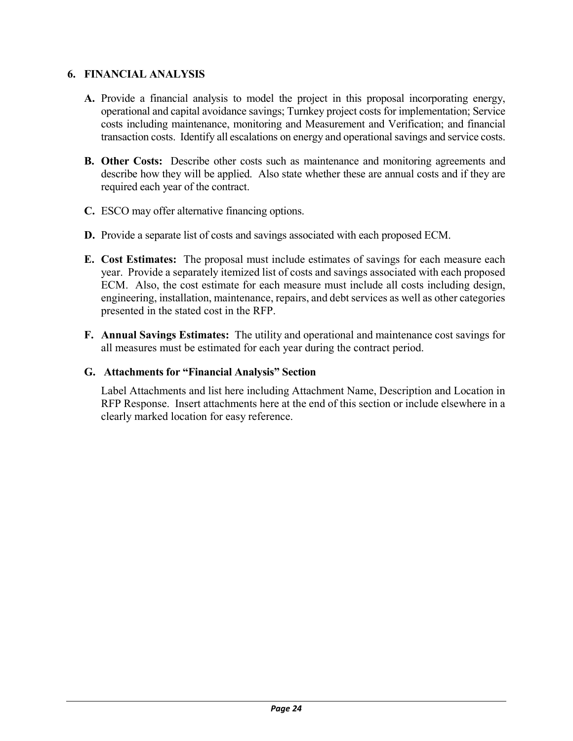## 6. FINANCIAL ANALYSIS

**A.** Provide a financial analysis to model the project in this proposal incorporating energy, operational and capital avoidance savings; Turnkey project costs for implementation; Service costs including maintenance, monitoring and Measurement and Verification; and financial transaction costs. Identify all escalations on energy and operational savings and service costs.

**B. Other Costs:** Describe other costs such as maintenance and monitoring agreements and describe how they will be applied. Also state whether these are annual costs and if they are required each year of the contract.

**C.** ESCO may offer alternative financing options.

**D.** Provide a separate list of costs and savings associated with each proposed ECM.

**E. Cost Estimates:** The proposal must include estimates of savings for each measure each year. Provide a separately itemized list of costs and savings associated with each proposed ECM. Also, the cost estimate for each measure must include all costs including design, engineering, installation, maintenance, repairs, and debt services as well as other categories presented in the stated cost in the RFP.

**F. Annual Savings Estimates:** The utility and operational and maintenance cost savings for all measures must be estimated for each year during the contract period.

**G. Attachments for "Financial Analysis" Section**

Label Attachments and list here including Attachment Name, Description and Location in RFP Response. Insert attachments here at the end of this section or include elsewhere in a clearly marked location for easy reference.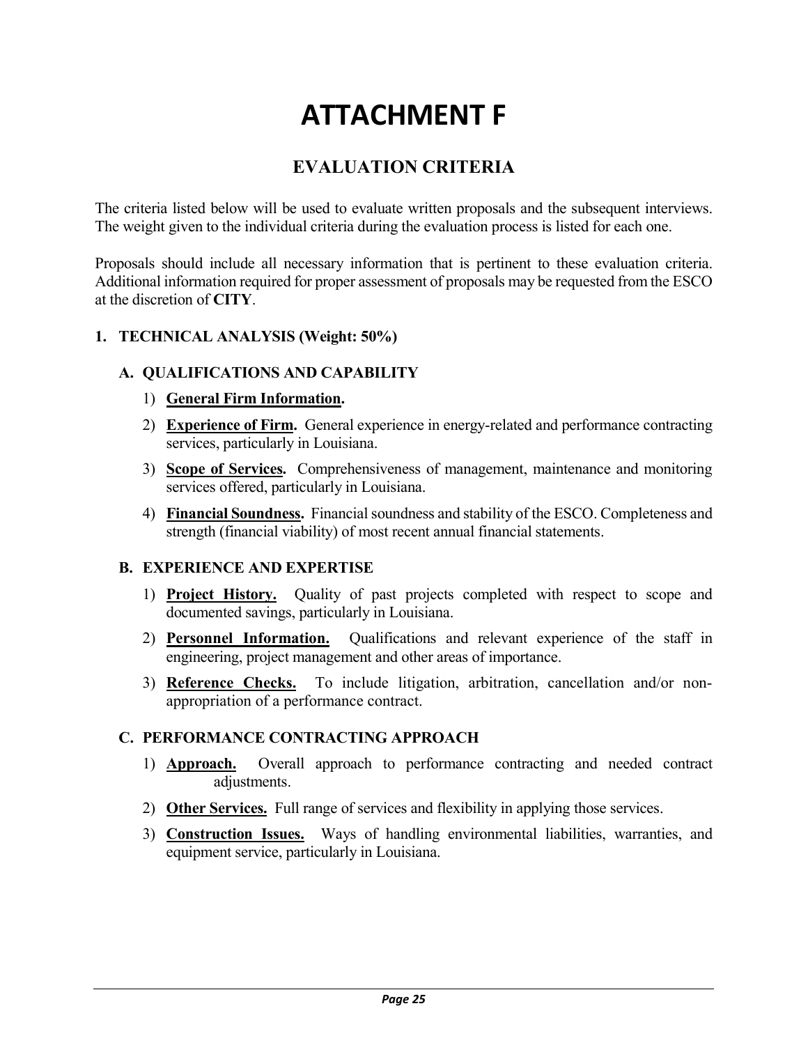# ATTACHMENT F

## EVALUATION CRITERIA

The criteria listed below will be used to evaluate written proposals and the subsequent interviews. The weight given to the individual criteria during the evaluation process is listed for each one.

Proposals should include all necessary information that is pertinent to these evaluation criteria. Additional information required for proper assessment of proposals may be requested from the ESCO at the discretion of **CITY**.

### 1. TECHNICAL ANALYSIS (Weight: 50%)

#### A. QUALIFICATIONS AND CAPABILITY

1) **General Firm Information.**
2) **Experience of Firm.** General experience in energy-related and performance contracting services, particularly in Louisiana.
3) **Scope of Services.** Comprehensiveness of management, maintenance and monitoring services offered, particularly in Louisiana.
4) **Financial Soundness.** Financial soundness and stability of the ESCO. Completeness and strength (financial viability) of most recent annual financial statements.

#### B. EXPERIENCE AND EXPERTISE

1) **Project History.** Quality of past projects completed with respect to scope and documented savings, particularly in Louisiana.
2) **Personnel Information.** Qualifications and relevant experience of the staff in engineering, project management and other areas of importance.
3) **Reference Checks.** To include litigation, arbitration, cancellation and/or non-appropriation of a performance contract.

#### C. PERFORMANCE CONTRACTING APPROACH

1) **Approach.** Overall approach to performance contracting and needed contract adjustments.
2) **Other Services.** Full range of services and flexibility in applying those services.
3) **Construction Issues.** Ways of handling environmental liabilities, warranties, and equipment service, particularly in Louisiana.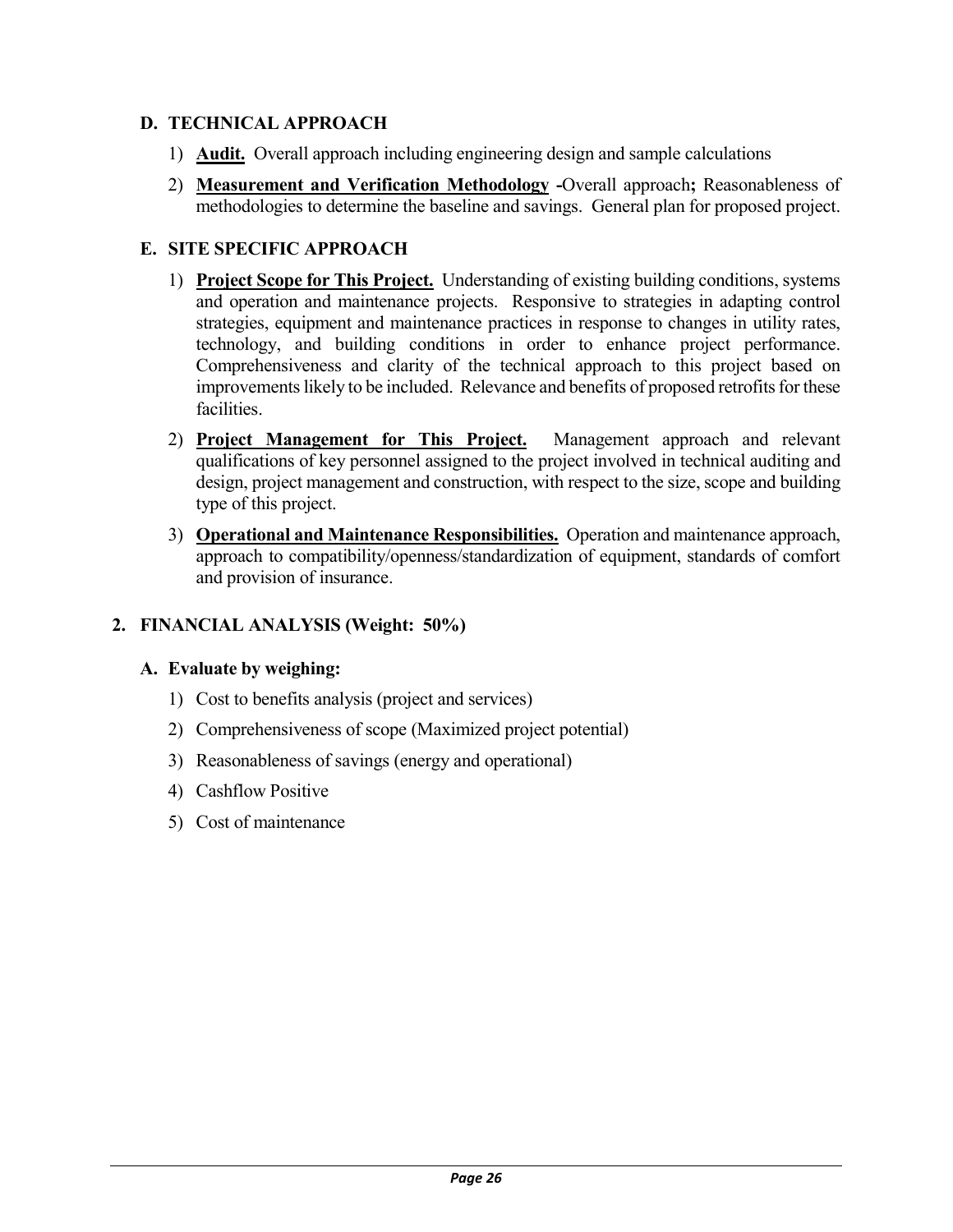### D. TECHNICAL APPROACH

1) **Audit.** Overall approach including engineering design and sample calculations
2) **Measurement and Verification Methodology -**Overall approach**;** Reasonableness of methodologies to determine the baseline and savings. General plan for proposed project.

### E. SITE SPECIFIC APPROACH

1) **Project Scope for This Project.** Understanding of existing building conditions, systems and operation and maintenance projects. Responsive to strategies in adapting control strategies, equipment and maintenance practices in response to changes in utility rates, technology, and building conditions in order to enhance project performance. Comprehensiveness and clarity of the technical approach to this project based on improvements likely to be included. Relevance and benefits of proposed retrofits for these facilities.
2) **Project Management for This Project.** Management approach and relevant qualifications of key personnel assigned to the project involved in technical auditing and design, project management and construction, with respect to the size, scope and building type of this project.
3) **Operational and Maintenance Responsibilities.** Operation and maintenance approach, approach to compatibility/openness/standardization of equipment, standards of comfort and provision of insurance.

## 2. FINANCIAL ANALYSIS (Weight: 50%)

### A. Evaluate by weighing:

1) Cost to benefits analysis (project and services)
2) Comprehensiveness of scope (Maximized project potential)
3) Reasonableness of savings (energy and operational)
4) Cashflow Positive
5) Cost of maintenance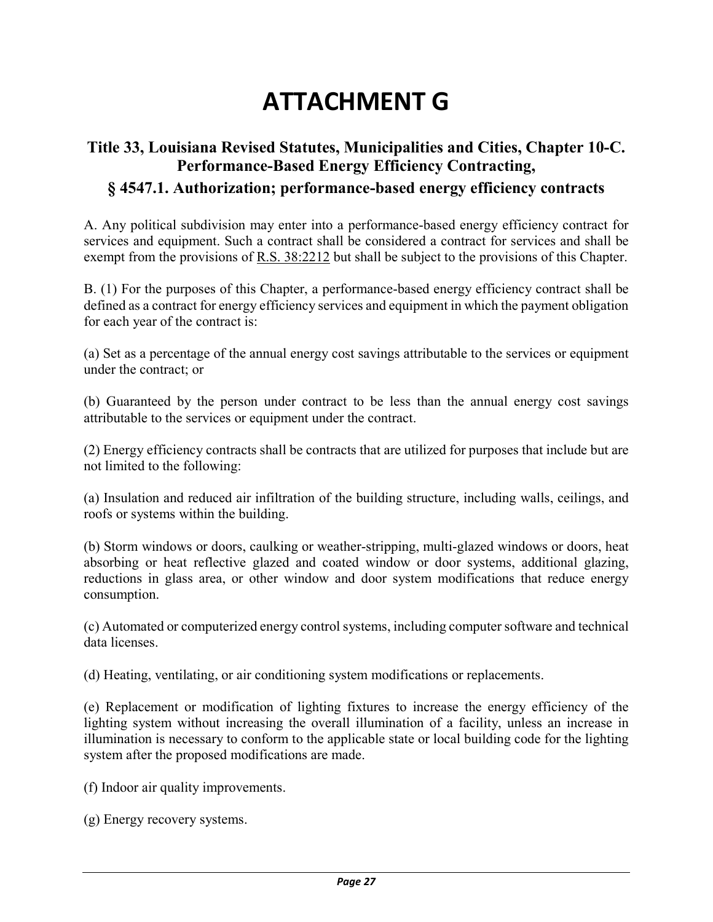# ATTACHMENT G

## Title 33, Louisiana Revised Statutes, Municipalities and Cities, Chapter 10-C. Performance-Based Energy Efficiency Contracting,

## § 4547.1. Authorization; performance-based energy efficiency contracts

A. Any political subdivision may enter into a performance-based energy efficiency contract for services and equipment. Such a contract shall be considered a contract for services and shall be exempt from the provisions of R.S. 38:2212 but shall be subject to the provisions of this Chapter.

B. (1) For the purposes of this Chapter, a performance-based energy efficiency contract shall be defined as a contract for energy efficiency services and equipment in which the payment obligation for each year of the contract is:

(a) Set as a percentage of the annual energy cost savings attributable to the services or equipment under the contract; or

(b) Guaranteed by the person under contract to be less than the annual energy cost savings attributable to the services or equipment under the contract.

(2) Energy efficiency contracts shall be contracts that are utilized for purposes that include but are not limited to the following:

(a) Insulation and reduced air infiltration of the building structure, including walls, ceilings, and roofs or systems within the building.

(b) Storm windows or doors, caulking or weather-stripping, multi-glazed windows or doors, heat absorbing or heat reflective glazed and coated window or door systems, additional glazing, reductions in glass area, or other window and door system modifications that reduce energy consumption.

(c) Automated or computerized energy control systems, including computer software and technical data licenses.

(d) Heating, ventilating, or air conditioning system modifications or replacements.

(e) Replacement or modification of lighting fixtures to increase the energy efficiency of the lighting system without increasing the overall illumination of a facility, unless an increase in illumination is necessary to conform to the applicable state or local building code for the lighting system after the proposed modifications are made.

(f) Indoor air quality improvements.

(g) Energy recovery systems.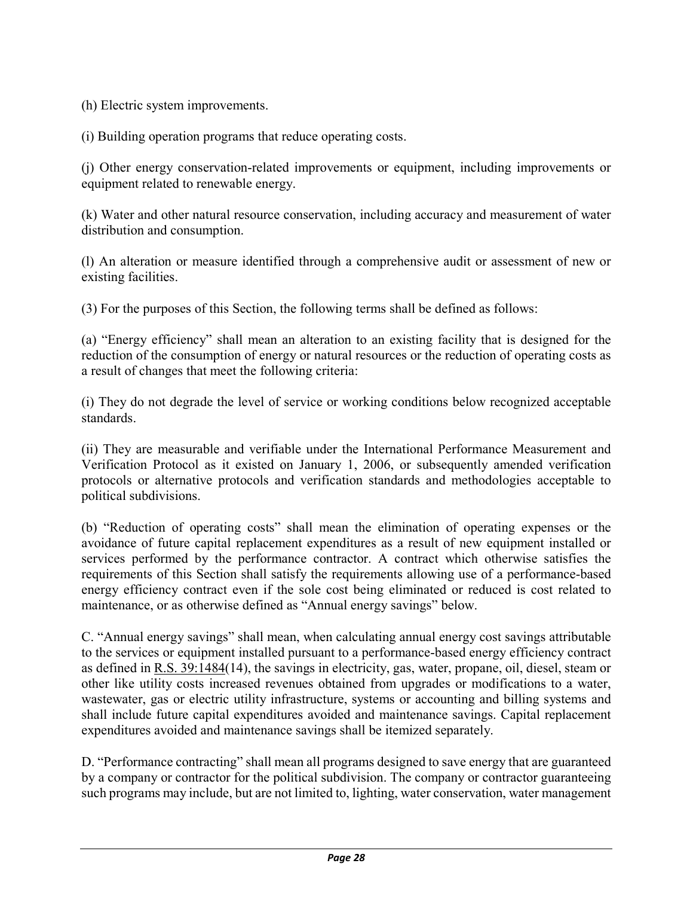(h) Electric system improvements.

(i) Building operation programs that reduce operating costs.

(j) Other energy conservation-related improvements or equipment, including improvements or equipment related to renewable energy.

(k) Water and other natural resource conservation, including accuracy and measurement of water distribution and consumption.

(l) An alteration or measure identified through a comprehensive audit or assessment of new or existing facilities.

(3) For the purposes of this Section, the following terms shall be defined as follows:

(a) "Energy efficiency" shall mean an alteration to an existing facility that is designed for the reduction of the consumption of energy or natural resources or the reduction of operating costs as a result of changes that meet the following criteria:

(i) They do not degrade the level of service or working conditions below recognized acceptable standards.

(ii) They are measurable and verifiable under the International Performance Measurement and Verification Protocol as it existed on January 1, 2006, or subsequently amended verification protocols or alternative protocols and verification standards and methodologies acceptable to political subdivisions.

(b) "Reduction of operating costs" shall mean the elimination of operating expenses or the avoidance of future capital replacement expenditures as a result of new equipment installed or services performed by the performance contractor. A contract which otherwise satisfies the requirements of this Section shall satisfy the requirements allowing use of a performance-based energy efficiency contract even if the sole cost being eliminated or reduced is cost related to maintenance, or as otherwise defined as "Annual energy savings" below.

C. "Annual energy savings" shall mean, when calculating annual energy cost savings attributable to the services or equipment installed pursuant to a performance-based energy efficiency contract as defined in R.S. 39:1484(14), the savings in electricity, gas, water, propane, oil, diesel, steam or other like utility costs increased revenues obtained from upgrades or modifications to a water, wastewater, gas or electric utility infrastructure, systems or accounting and billing systems and shall include future capital expenditures avoided and maintenance savings. Capital replacement expenditures avoided and maintenance savings shall be itemized separately.

D. "Performance contracting" shall mean all programs designed to save energy that are guaranteed by a company or contractor for the political subdivision. The company or contractor guaranteeing such programs may include, but are not limited to, lighting, water conservation, water management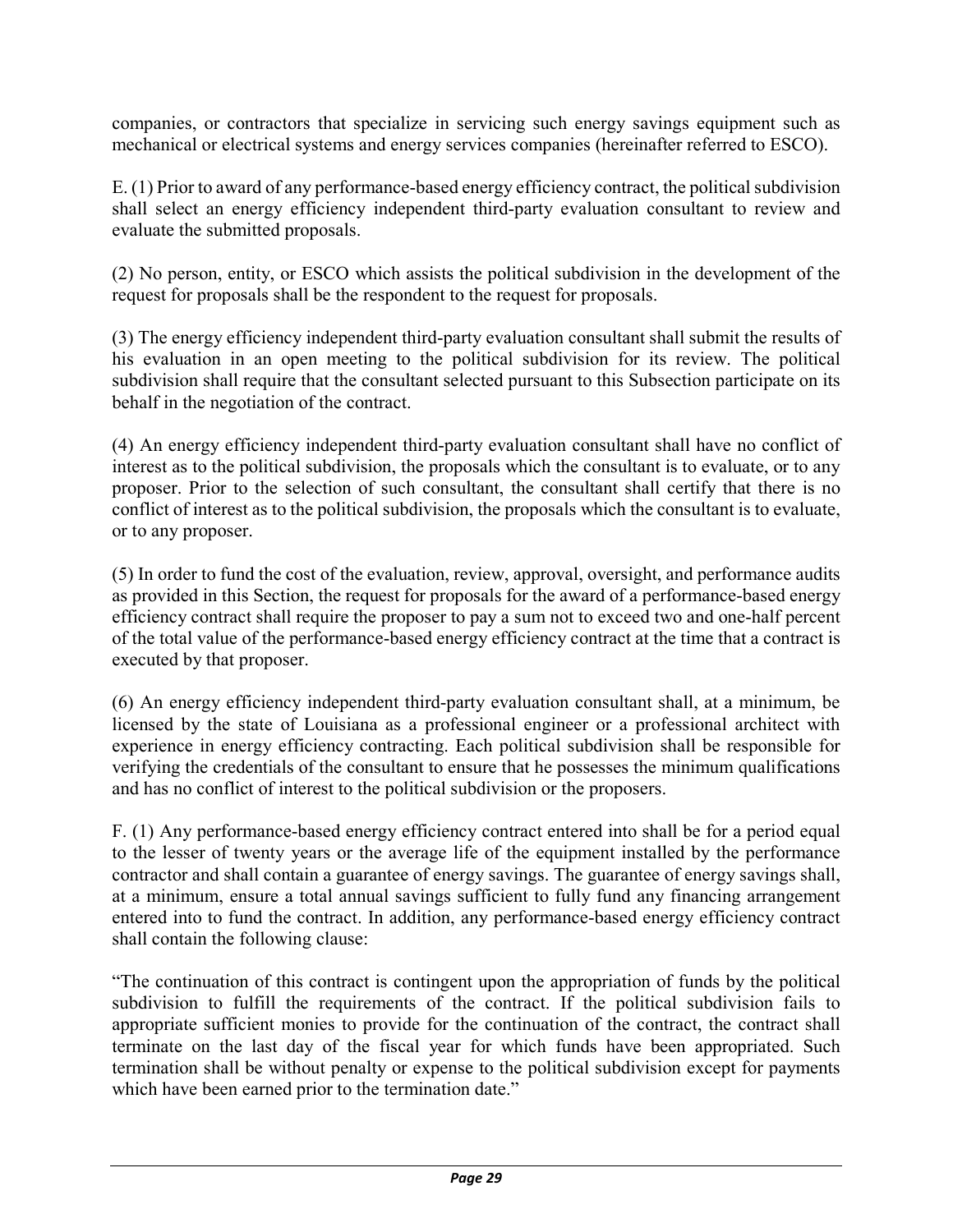companies, or contractors that specialize in servicing such energy savings equipment such as mechanical or electrical systems and energy services companies (hereinafter referred to ESCO).

E. (1) Prior to award of any performance-based energy efficiency contract, the political subdivision shall select an energy efficiency independent third-party evaluation consultant to review and evaluate the submitted proposals.

(2) No person, entity, or ESCO which assists the political subdivision in the development of the request for proposals shall be the respondent to the request for proposals.

(3) The energy efficiency independent third-party evaluation consultant shall submit the results of his evaluation in an open meeting to the political subdivision for its review. The political subdivision shall require that the consultant selected pursuant to this Subsection participate on its behalf in the negotiation of the contract.

(4) An energy efficiency independent third-party evaluation consultant shall have no conflict of interest as to the political subdivision, the proposals which the consultant is to evaluate, or to any proposer. Prior to the selection of such consultant, the consultant shall certify that there is no conflict of interest as to the political subdivision, the proposals which the consultant is to evaluate, or to any proposer.

(5) In order to fund the cost of the evaluation, review, approval, oversight, and performance audits as provided in this Section, the request for proposals for the award of a performance-based energy efficiency contract shall require the proposer to pay a sum not to exceed two and one-half percent of the total value of the performance-based energy efficiency contract at the time that a contract is executed by that proposer.

(6) An energy efficiency independent third-party evaluation consultant shall, at a minimum, be licensed by the state of Louisiana as a professional engineer or a professional architect with experience in energy efficiency contracting. Each political subdivision shall be responsible for verifying the credentials of the consultant to ensure that he possesses the minimum qualifications and has no conflict of interest to the political subdivision or the proposers.

F. (1) Any performance-based energy efficiency contract entered into shall be for a period equal to the lesser of twenty years or the average life of the equipment installed by the performance contractor and shall contain a guarantee of energy savings. The guarantee of energy savings shall, at a minimum, ensure a total annual savings sufficient to fully fund any financing arrangement entered into to fund the contract. In addition, any performance-based energy efficiency contract shall contain the following clause:

"The continuation of this contract is contingent upon the appropriation of funds by the political subdivision to fulfill the requirements of the contract. If the political subdivision fails to appropriate sufficient monies to provide for the continuation of the contract, the contract shall terminate on the last day of the fiscal year for which funds have been appropriated. Such termination shall be without penalty or expense to the political subdivision except for payments which have been earned prior to the termination date."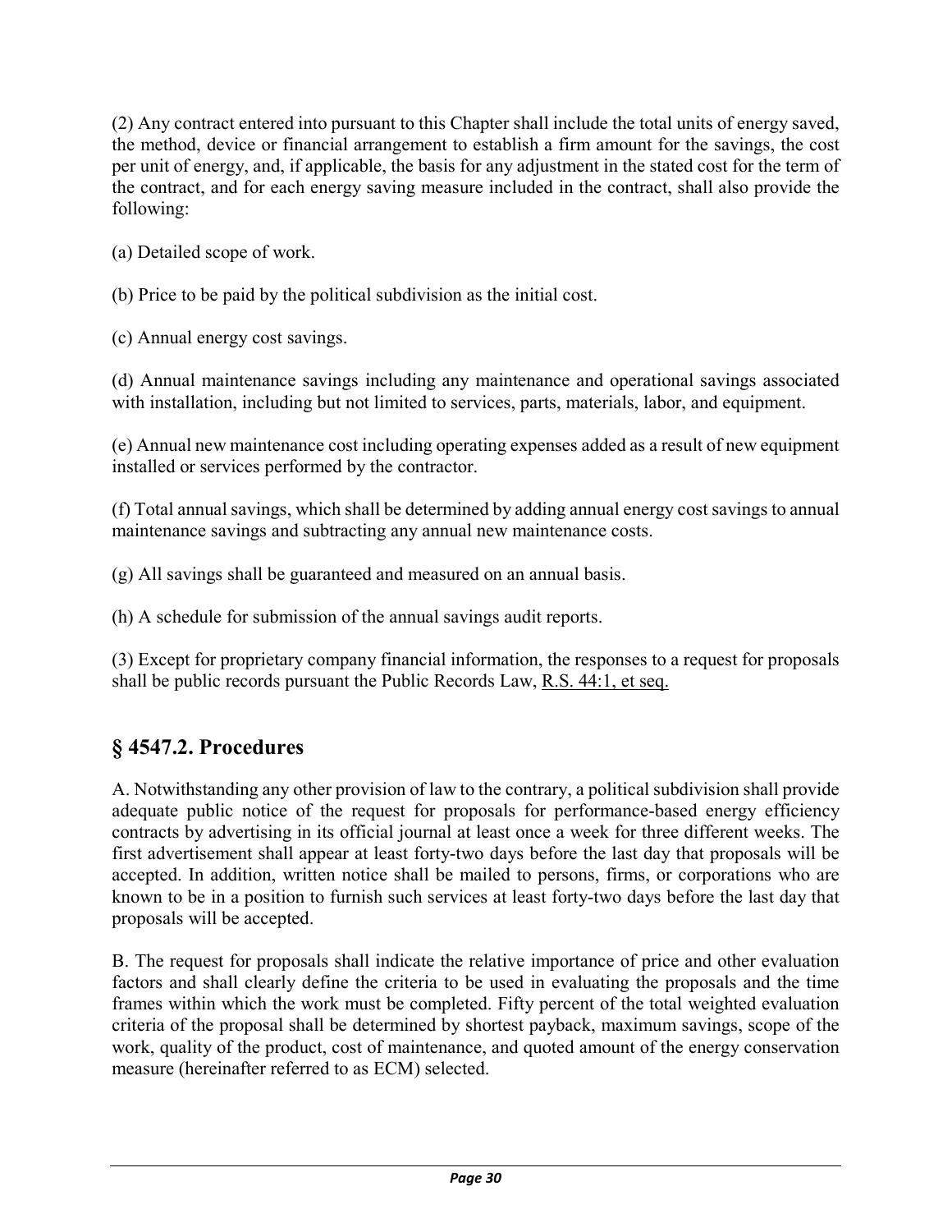(2) Any contract entered into pursuant to this Chapter shall include the total units of energy saved, the method, device or financial arrangement to establish a firm amount for the savings, the cost per unit of energy, and, if applicable, the basis for any adjustment in the stated cost for the term of the contract, and for each energy saving measure included in the contract, shall also provide the following:

(a) Detailed scope of work.

(b) Price to be paid by the political subdivision as the initial cost.

(c) Annual energy cost savings.

(d) Annual maintenance savings including any maintenance and operational savings associated with installation, including but not limited to services, parts, materials, labor, and equipment.

(e) Annual new maintenance cost including operating expenses added as a result of new equipment installed or services performed by the contractor.

(f) Total annual savings, which shall be determined by adding annual energy cost savings to annual maintenance savings and subtracting any annual new maintenance costs.

(g) All savings shall be guaranteed and measured on an annual basis.

(h) A schedule for submission of the annual savings audit reports.

(3) Except for proprietary company financial information, the responses to a request for proposals shall be public records pursuant the Public Records Law, R.S. 44:1, et seq.

## § 4547.2. Procedures

A. Notwithstanding any other provision of law to the contrary, a political subdivision shall provide adequate public notice of the request for proposals for performance-based energy efficiency contracts by advertising in its official journal at least once a week for three different weeks. The first advertisement shall appear at least forty-two days before the last day that proposals will be accepted. In addition, written notice shall be mailed to persons, firms, or corporations who are known to be in a position to furnish such services at least forty-two days before the last day that proposals will be accepted.

B. The request for proposals shall indicate the relative importance of price and other evaluation factors and shall clearly define the criteria to be used in evaluating the proposals and the time frames within which the work must be completed. Fifty percent of the total weighted evaluation criteria of the proposal shall be determined by shortest payback, maximum savings, scope of the work, quality of the product, cost of maintenance, and quoted amount of the energy conservation measure (hereinafter referred to as ECM) selected.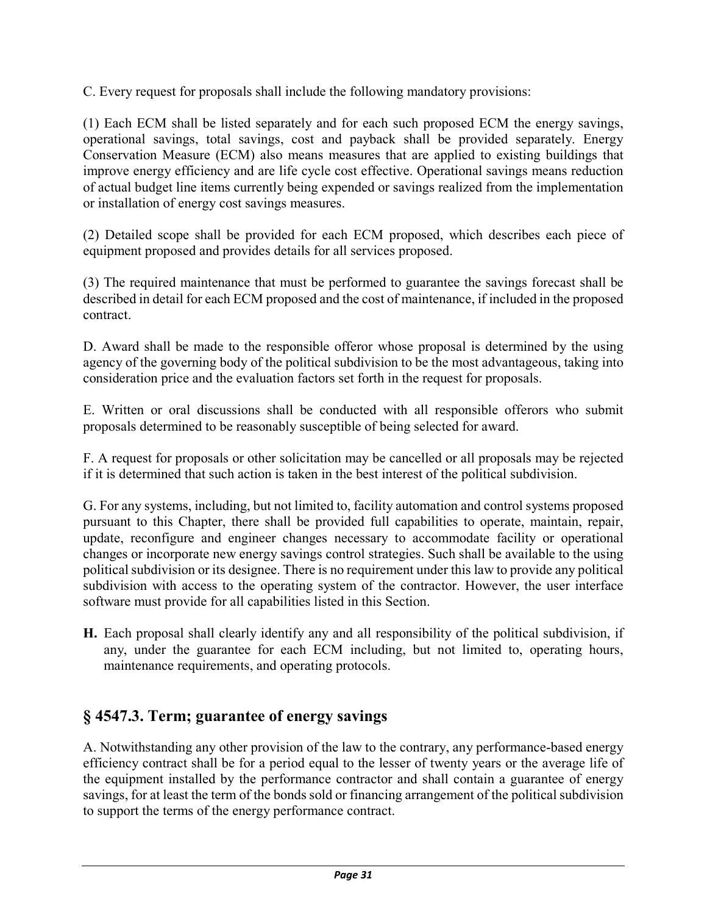C. Every request for proposals shall include the following mandatory provisions:

(1) Each ECM shall be listed separately and for each such proposed ECM the energy savings, operational savings, total savings, cost and payback shall be provided separately. Energy Conservation Measure (ECM) also means measures that are applied to existing buildings that improve energy efficiency and are life cycle cost effective. Operational savings means reduction of actual budget line items currently being expended or savings realized from the implementation or installation of energy cost savings measures.

(2) Detailed scope shall be provided for each ECM proposed, which describes each piece of equipment proposed and provides details for all services proposed.

(3) The required maintenance that must be performed to guarantee the savings forecast shall be described in detail for each ECM proposed and the cost of maintenance, if included in the proposed contract.

D. Award shall be made to the responsible offeror whose proposal is determined by the using agency of the governing body of the political subdivision to be the most advantageous, taking into consideration price and the evaluation factors set forth in the request for proposals.

E. Written or oral discussions shall be conducted with all responsible offerors who submit proposals determined to be reasonably susceptible of being selected for award.

F. A request for proposals or other solicitation may be cancelled or all proposals may be rejected if it is determined that such action is taken in the best interest of the political subdivision.

G. For any systems, including, but not limited to, facility automation and control systems proposed pursuant to this Chapter, there shall be provided full capabilities to operate, maintain, repair, update, reconfigure and engineer changes necessary to accommodate facility or operational changes or incorporate new energy savings control strategies. Such shall be available to the using political subdivision or its designee. There is no requirement under this law to provide any political subdivision with access to the operating system of the contractor. However, the user interface software must provide for all capabilities listed in this Section.

**H.** Each proposal shall clearly identify any and all responsibility of the political subdivision, if any, under the guarantee for each ECM including, but not limited to, operating hours, maintenance requirements, and operating protocols.

## § 4547.3. Term; guarantee of energy savings

A. Notwithstanding any other provision of the law to the contrary, any performance-based energy efficiency contract shall be for a period equal to the lesser of twenty years or the average life of the equipment installed by the performance contractor and shall contain a guarantee of energy savings, for at least the term of the bonds sold or financing arrangement of the political subdivision to support the terms of the energy performance contract.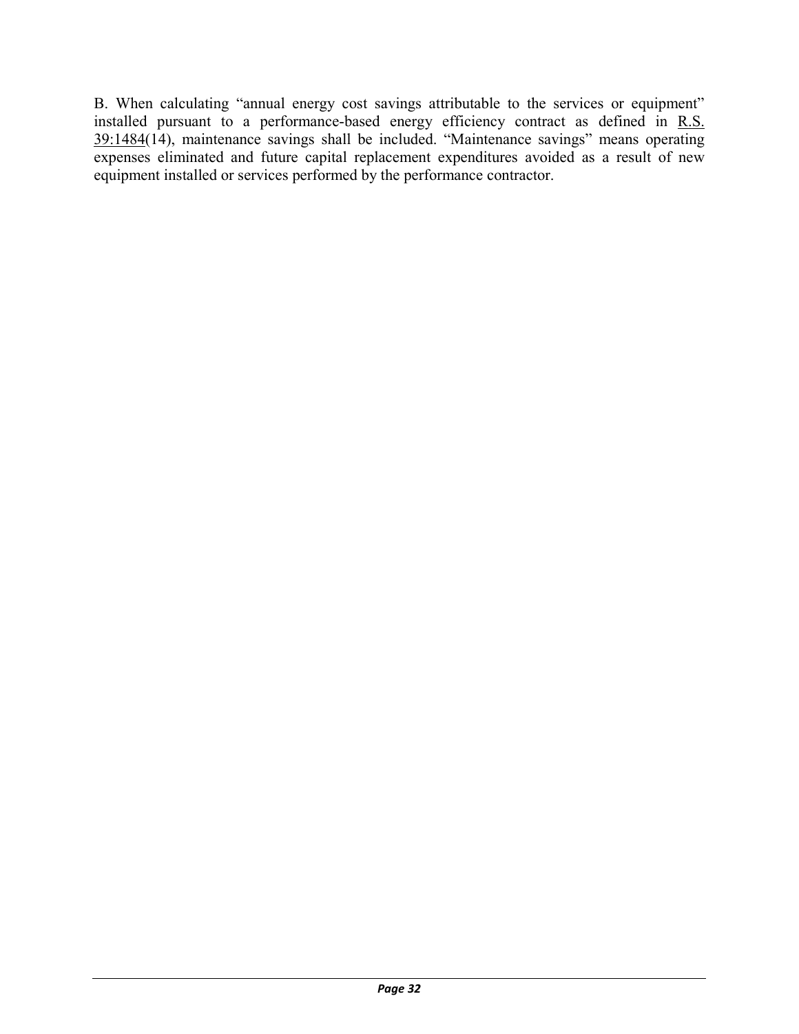B. When calculating "annual energy cost savings attributable to the services or equipment" installed pursuant to a performance-based energy efficiency contract as defined in R.S. 39:1484(14), maintenance savings shall be included. "Maintenance savings" means operating expenses eliminated and future capital replacement expenditures avoided as a result of new equipment installed or services performed by the performance contractor.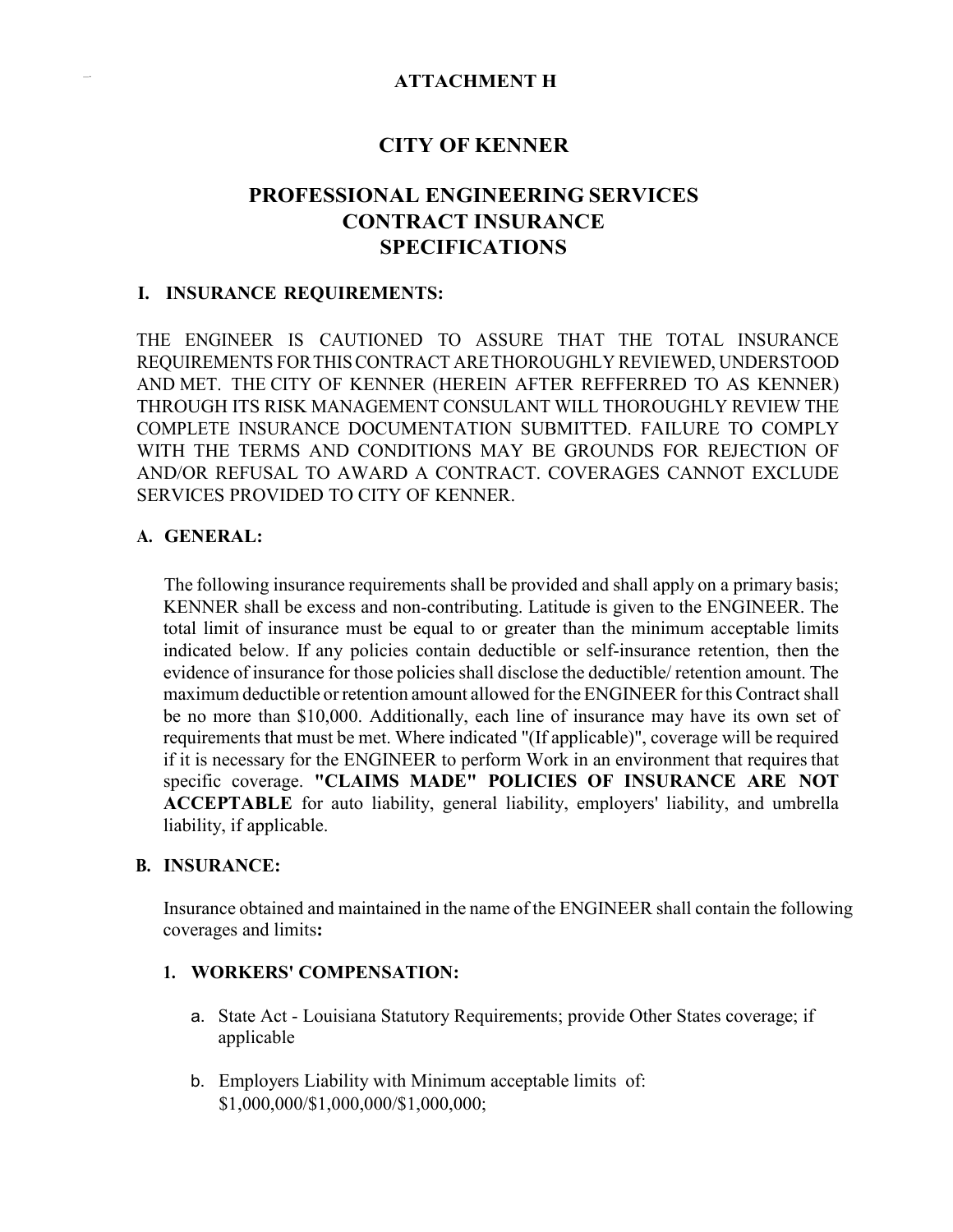**ATTACHMENT H**

# CITY OF KENNER

## PROFESSIONAL ENGINEERING SERVICES CONTRACT INSURANCE SPECIFICATIONS

### I. INSURANCE REQUIREMENTS:

THE ENGINEER IS CAUTIONED TO ASSURE THAT THE TOTAL INSURANCE REQUIREMENTS FOR THIS CONTRACT ARE THOROUGHLY REVIEWED, UNDERSTOOD AND MET. THE CITY OF KENNER (HEREIN AFTER REFFERRED TO AS KENNER) THROUGH ITS RISK MANAGEMENT CONSULANT WILL THOROUGHLY REVIEW THE COMPLETE INSURANCE DOCUMENTATION SUBMITTED. FAILURE TO COMPLY WITH THE TERMS AND CONDITIONS MAY BE GROUNDS FOR REJECTION OF AND/OR REFUSAL TO AWARD A CONTRACT. COVERAGES CANNOT EXCLUDE SERVICES PROVIDED TO CITY OF KENNER.

### A. GENERAL:

The following insurance requirements shall be provided and shall apply on a primary basis; KENNER shall be excess and non-contributing. Latitude is given to the ENGINEER. The total limit of insurance must be equal to or greater than the minimum acceptable limits indicated below. If any policies contain deductible or self-insurance retention, then the evidence of insurance for those policies shall disclose the deductible/ retention amount. The maximum deductible or retention amount allowed for the ENGINEER for this Contract shall be no more than $10,000. Additionally, each line of insurance may have its own set of requirements that must be met. Where indicated "(If applicable)", coverage will be required if it is necessary for the ENGINEER to perform Work in an environment that requires that specific coverage. **"CLAIMS MADE" POLICIES OF INSURANCE ARE NOT ACCEPTABLE** for auto liability, general liability, employers' liability, and umbrella liability, if applicable.

### B. INSURANCE:

Insurance obtained and maintained in the name of the ENGINEER shall contain the following coverages and limits**:**

#### 1. WORKERS' COMPENSATION:

a. State Act - Louisiana Statutory Requirements; provide Other States coverage; if applicable

b. Employers Liability with Minimum acceptable limits of: $1,000,000/$1,000,000/$1,000,000;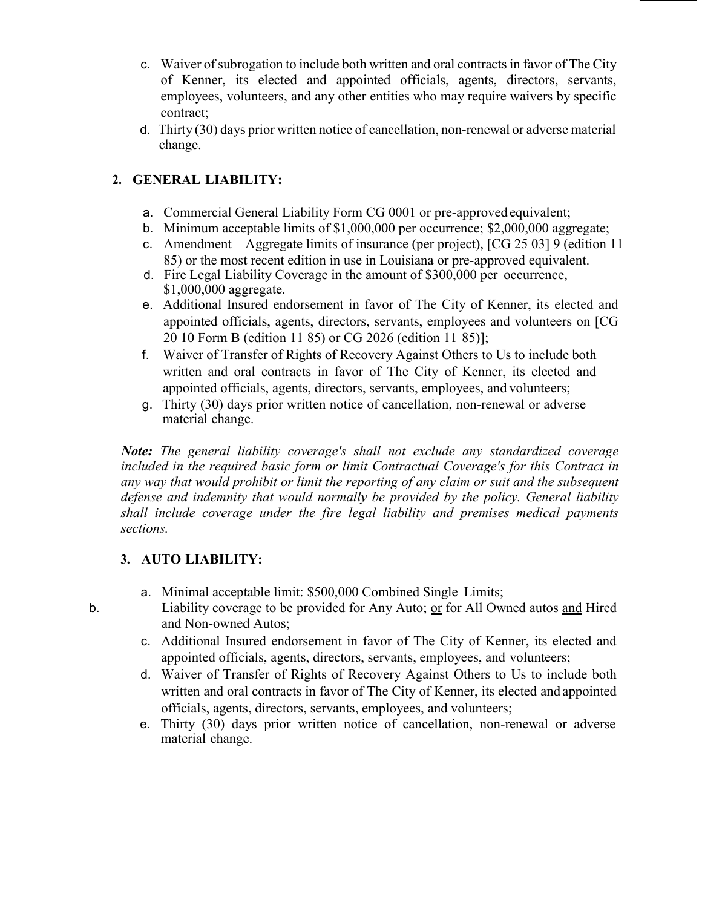c. Waiver of subrogation to include both written and oral contracts in favor of The City of Kenner, its elected and appointed officials, agents, directors, servants, employees, volunteers, and any other entities who may require waivers by specific contract;
d. Thirty (30) days prior written notice of cancellation, non-renewal or adverse material change.

**2. GENERAL LIABILITY:**

a. Commercial General Liability Form CG 0001 or pre-approved equivalent;
b. Minimum acceptable limits of $1,000,000 per occurrence; $2,000,000 aggregate;
c. Amendment – Aggregate limits of insurance (per project), [CG 25 03] 9 (edition 11 85) or the most recent edition in use in Louisiana or pre-approved equivalent.
d. Fire Legal Liability Coverage in the amount of $300,000 per occurrence, $1,000,000 aggregate.
e. Additional Insured endorsement in favor of The City of Kenner, its elected and appointed officials, agents, directors, servants, employees and volunteers on [CG 20 10 Form B (edition 11 85) or CG 2026 (edition 11 85)];
f. Waiver of Transfer of Rights of Recovery Against Others to Us to include both written and oral contracts in favor of The City of Kenner, its elected and appointed officials, agents, directors, servants, employees, and volunteers;
g. Thirty (30) days prior written notice of cancellation, non-renewal or adverse material change.

***Note:*** *The general liability coverage's shall not exclude any standardized coverage included in the required basic form or limit Contractual Coverage's for this Contract in any way that would prohibit or limit the reporting of any claim or suit and the subsequent defense and indemnity that would normally be provided by the policy. General liability shall include coverage under the fire legal liability and premises medical payments sections.*

**3. AUTO LIABILITY:**

a. Minimal acceptable limit: $500,000 Combined Single Limits;
b. Liability coverage to be provided for Any Auto; <u>or</u> for All Owned autos <u>and</u> Hired and Non-owned Autos;
c. Additional Insured endorsement in favor of The City of Kenner, its elected and appointed officials, agents, directors, servants, employees, and volunteers;
d. Waiver of Transfer of Rights of Recovery Against Others to Us to include both written and oral contracts in favor of The City of Kenner, its elected and appointed officials, agents, directors, servants, employees, and volunteers;
e. Thirty (30) days prior written notice of cancellation, non-renewal or adverse material change.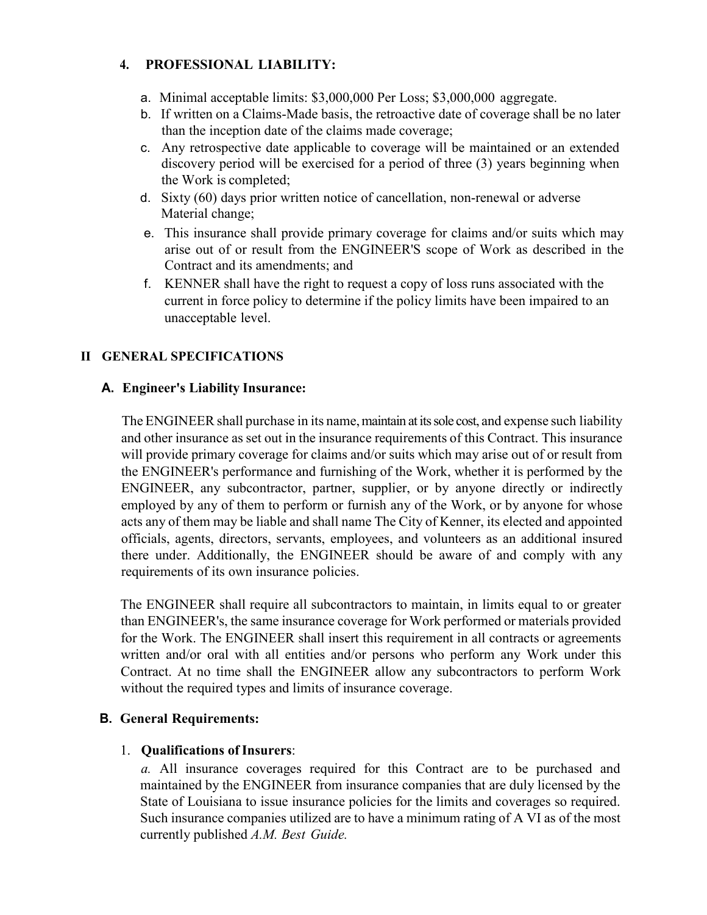#### 4. PROFESSIONAL LIABILITY:

a. Minimal acceptable limits: $3,000,000 Per Loss; $3,000,000 aggregate.

b. If written on a Claims-Made basis, the retroactive date of coverage shall be no later than the inception date of the claims made coverage;

c. Any retrospective date applicable to coverage will be maintained or an extended discovery period will be exercised for a period of three (3) years beginning when the Work is completed;

d. Sixty (60) days prior written notice of cancellation, non-renewal or adverse Material change;

e. This insurance shall provide primary coverage for claims and/or suits which may arise out of or result from the ENGINEER'S scope of Work as described in the Contract and its amendments; and

f. KENNER shall have the right to request a copy of loss runs associated with the current in force policy to determine if the policy limits have been impaired to an unacceptable level.

## II GENERAL SPECIFICATIONS

### A. Engineer's Liability Insurance:

The ENGINEER shall purchase in its name, maintain at its sole cost, and expense such liability and other insurance as set out in the insurance requirements of this Contract. This insurance will provide primary coverage for claims and/or suits which may arise out of or result from the ENGINEER's performance and furnishing of the Work, whether it is performed by the ENGINEER, any subcontractor, partner, supplier, or by anyone directly or indirectly employed by any of them to perform or furnish any of the Work, or by anyone for whose acts any of them may be liable and shall name The City of Kenner, its elected and appointed officials, agents, directors, servants, employees, and volunteers as an additional insured there under. Additionally, the ENGINEER should be aware of and comply with any requirements of its own insurance policies.

The ENGINEER shall require all subcontractors to maintain, in limits equal to or greater than ENGINEER's, the same insurance coverage for Work performed or materials provided for the Work. The ENGINEER shall insert this requirement in all contracts or agreements written and/or oral with all entities and/or persons who perform any Work under this Contract. At no time shall the ENGINEER allow any subcontractors to perform Work without the required types and limits of insurance coverage.

### B. General Requirements:

1. **Qualifications of Insurers**:

*a.* All insurance coverages required for this Contract are to be purchased and maintained by the ENGINEER from insurance companies that are duly licensed by the State of Louisiana to issue insurance policies for the limits and coverages so required. Such insurance companies utilized are to have a minimum rating of A VI as of the most currently published *A.M. Best Guide.*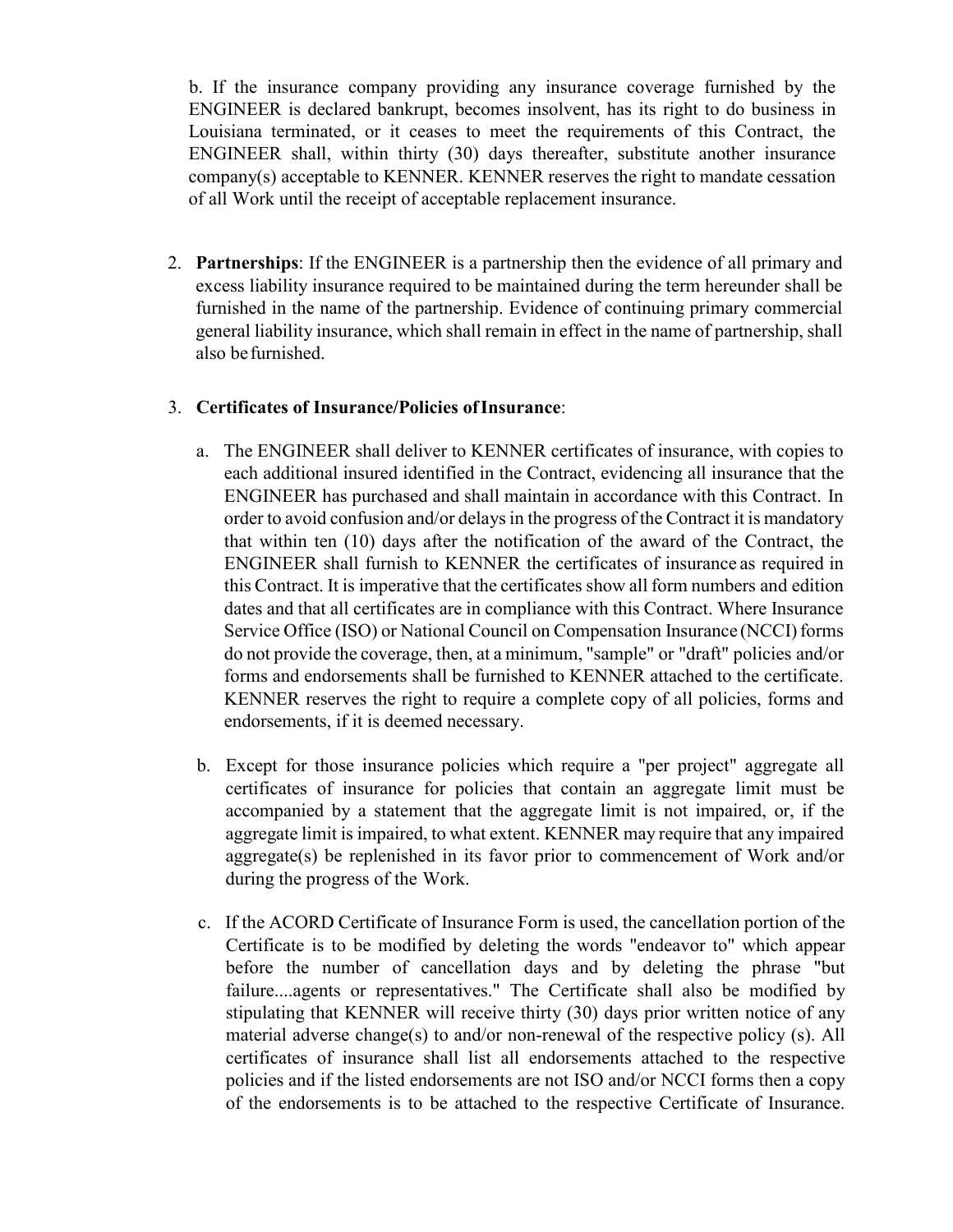b. If the insurance company providing any insurance coverage furnished by the ENGINEER is declared bankrupt, becomes insolvent, has its right to do business in Louisiana terminated, or it ceases to meet the requirements of this Contract, the ENGINEER shall, within thirty (30) days thereafter, substitute another insurance company(s) acceptable to KENNER. KENNER reserves the right to mandate cessation of all Work until the receipt of acceptable replacement insurance.

2. **Partnerships**: If the ENGINEER is a partnership then the evidence of all primary and excess liability insurance required to be maintained during the term hereunder shall be furnished in the name of the partnership. Evidence of continuing primary commercial general liability insurance, which shall remain in effect in the name of partnership, shall also be furnished.

3. **Certificates of Insurance/Policies of Insurance**:

   a. The ENGINEER shall deliver to KENNER certificates of insurance, with copies to each additional insured identified in the Contract, evidencing all insurance that the ENGINEER has purchased and shall maintain in accordance with this Contract. In order to avoid confusion and/or delays in the progress of the Contract it is mandatory that within ten (10) days after the notification of the award of the Contract, the ENGINEER shall furnish to KENNER the certificates of insurance as required in this Contract. It is imperative that the certificates show all form numbers and edition dates and that all certificates are in compliance with this Contract. Where Insurance Service Office (ISO) or National Council on Compensation Insurance (NCCI) forms do not provide the coverage, then, at a minimum, "sample" or "draft" policies and/or forms and endorsements shall be furnished to KENNER attached to the certificate. KENNER reserves the right to require a complete copy of all policies, forms and endorsements, if it is deemed necessary.

   b. Except for those insurance policies which require a "per project" aggregate all certificates of insurance for policies that contain an aggregate limit must be accompanied by a statement that the aggregate limit is not impaired, or, if the aggregate limit is impaired, to what extent. KENNER may require that any impaired aggregate(s) be replenished in its favor prior to commencement of Work and/or during the progress of the Work.

   c. If the ACORD Certificate of Insurance Form is used, the cancellation portion of the Certificate is to be modified by deleting the words "endeavor to" which appear before the number of cancellation days and by deleting the phrase "but failure....agents or representatives." The Certificate shall also be modified by stipulating that KENNER will receive thirty (30) days prior written notice of any material adverse change(s) to and/or non-renewal of the respective policy (s). All certificates of insurance shall list all endorsements attached to the respective policies and if the listed endorsements are not ISO and/or NCCI forms then a copy of the endorsements is to be attached to the respective Certificate of Insurance.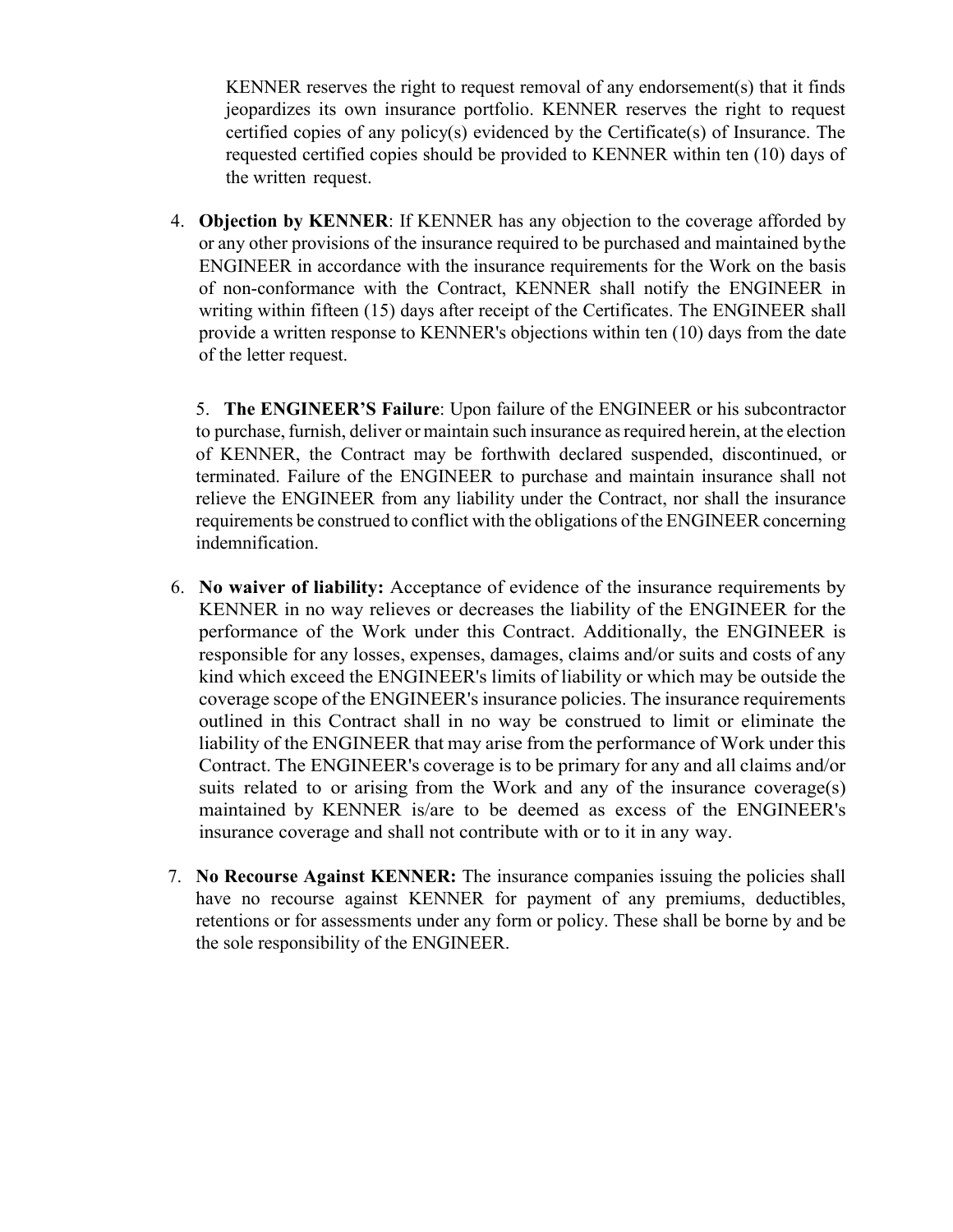KENNER reserves the right to request removal of any endorsement(s) that it finds jeopardizes its own insurance portfolio. KENNER reserves the right to request certified copies of any policy(s) evidenced by the Certificate(s) of Insurance. The requested certified copies should be provided to KENNER within ten (10) days of the written request.

4. **Objection by KENNER**: If KENNER has any objection to the coverage afforded by or any other provisions of the insurance required to be purchased and maintained by the ENGINEER in accordance with the insurance requirements for the Work on the basis of non-conformance with the Contract, KENNER shall notify the ENGINEER in writing within fifteen (15) days after receipt of the Certificates. The ENGINEER shall provide a written response to KENNER's objections within ten (10) days from the date of the letter request.

5. **The ENGINEER'S Failure**: Upon failure of the ENGINEER or his subcontractor to purchase, furnish, deliver or maintain such insurance as required herein, at the election of KENNER, the Contract may be forthwith declared suspended, discontinued, or terminated. Failure of the ENGINEER to purchase and maintain insurance shall not relieve the ENGINEER from any liability under the Contract, nor shall the insurance requirements be construed to conflict with the obligations of the ENGINEER concerning indemnification.

6. **No waiver of liability:** Acceptance of evidence of the insurance requirements by KENNER in no way relieves or decreases the liability of the ENGINEER for the performance of the Work under this Contract. Additionally, the ENGINEER is responsible for any losses, expenses, damages, claims and/or suits and costs of any kind which exceed the ENGINEER's limits of liability or which may be outside the coverage scope of the ENGINEER's insurance policies. The insurance requirements outlined in this Contract shall in no way be construed to limit or eliminate the liability of the ENGINEER that may arise from the performance of Work under this Contract. The ENGINEER's coverage is to be primary for any and all claims and/or suits related to or arising from the Work and any of the insurance coverage(s) maintained by KENNER is/are to be deemed as excess of the ENGINEER's insurance coverage and shall not contribute with or to it in any way.

7. **No Recourse Against KENNER:** The insurance companies issuing the policies shall have no recourse against KENNER for payment of any premiums, deductibles, retentions or for assessments under any form or policy. These shall be borne by and be the sole responsibility of the ENGINEER.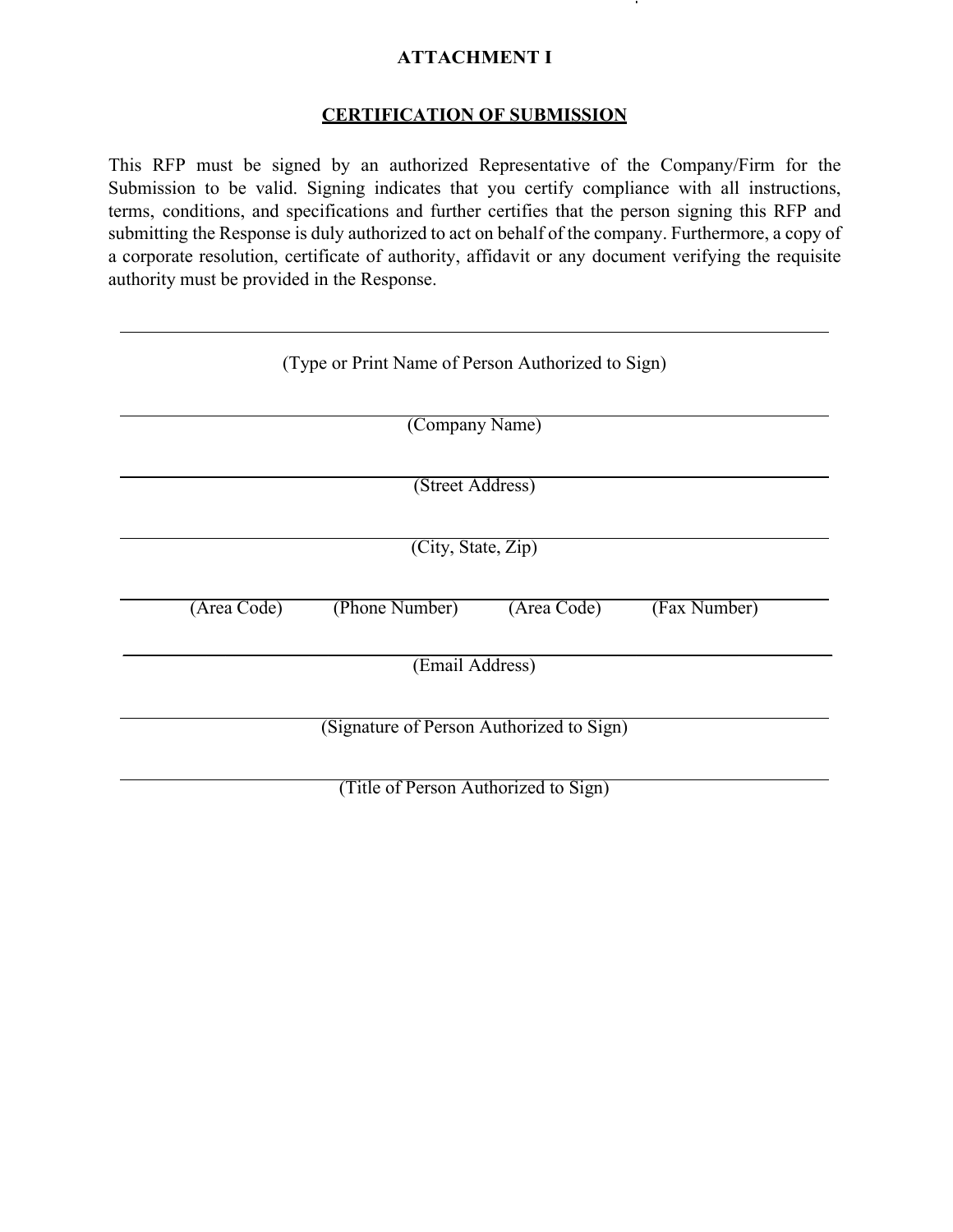# ATTACHMENT I

## CERTIFICATION OF SUBMISSION

This RFP must be signed by an authorized Representative of the Company/Firm for the Submission to be valid. Signing indicates that you certify compliance with all instructions, terms, conditions, and specifications and further certifies that the person signing this RFP and submitting the Response is duly authorized to act on behalf of the company. Furthermore, a copy of a corporate resolution, certificate of authority, affidavit or any document verifying the requisite authority must be provided in the Response.

\_\_\_\_\_\_\_\_\_\_\_\_\_\_\_\_\_\_\_\_\_\_\_\_\_\_\_\_\_\_\_\_\_\_\_\_\_\_\_\_\_\_\_\_\_\_\_\_\_\_\_\_\_\_\_\_

(Type or Print Name of Person Authorized to Sign)

\_\_\_\_\_\_\_\_\_\_\_\_\_\_\_\_\_\_\_\_\_\_\_\_\_\_\_\_\_\_\_\_\_\_\_\_\_\_\_\_\_\_\_\_\_\_\_\_\_\_\_\_\_\_\_\_

(Company Name)

\_\_\_\_\_\_\_\_\_\_\_\_\_\_\_\_\_\_\_\_\_\_\_\_\_\_\_\_\_\_\_\_\_\_\_\_\_\_\_\_\_\_\_\_\_\_\_\_\_\_\_\_\_\_\_\_

(Street Address)

\_\_\_\_\_\_\_\_\_\_\_\_\_\_\_\_\_\_\_\_\_\_\_\_\_\_\_\_\_\_\_\_\_\_\_\_\_\_\_\_\_\_\_\_\_\_\_\_\_\_\_\_\_\_\_\_

(City, State, Zip)

\_\_\_\_\_\_\_\_\_\_\_\_\_\_\_\_\_\_\_\_\_\_\_\_\_\_\_\_\_\_\_\_\_\_\_\_\_\_\_\_\_\_\_\_\_\_\_\_\_\_\_\_\_\_\_\_

(Area Code) (Phone Number) (Area Code) (Fax Number)

\_\_\_\_\_\_\_\_\_\_\_\_\_\_\_\_\_\_\_\_\_\_\_\_\_\_\_\_\_\_\_\_\_\_\_\_\_\_\_\_\_\_\_\_\_\_\_\_\_\_\_\_\_\_\_\_

(Email Address)

\_\_\_\_\_\_\_\_\_\_\_\_\_\_\_\_\_\_\_\_\_\_\_\_\_\_\_\_\_\_\_\_\_\_\_\_\_\_\_\_\_\_\_\_\_\_\_\_\_\_\_\_\_\_\_\_

(Signature of Person Authorized to Sign)

\_\_\_\_\_\_\_\_\_\_\_\_\_\_\_\_\_\_\_\_\_\_\_\_\_\_\_\_\_\_\_\_\_\_\_\_\_\_\_\_\_\_\_\_\_\_\_\_\_\_\_\_\_\_\_\_

(Title of Person Authorized to Sign)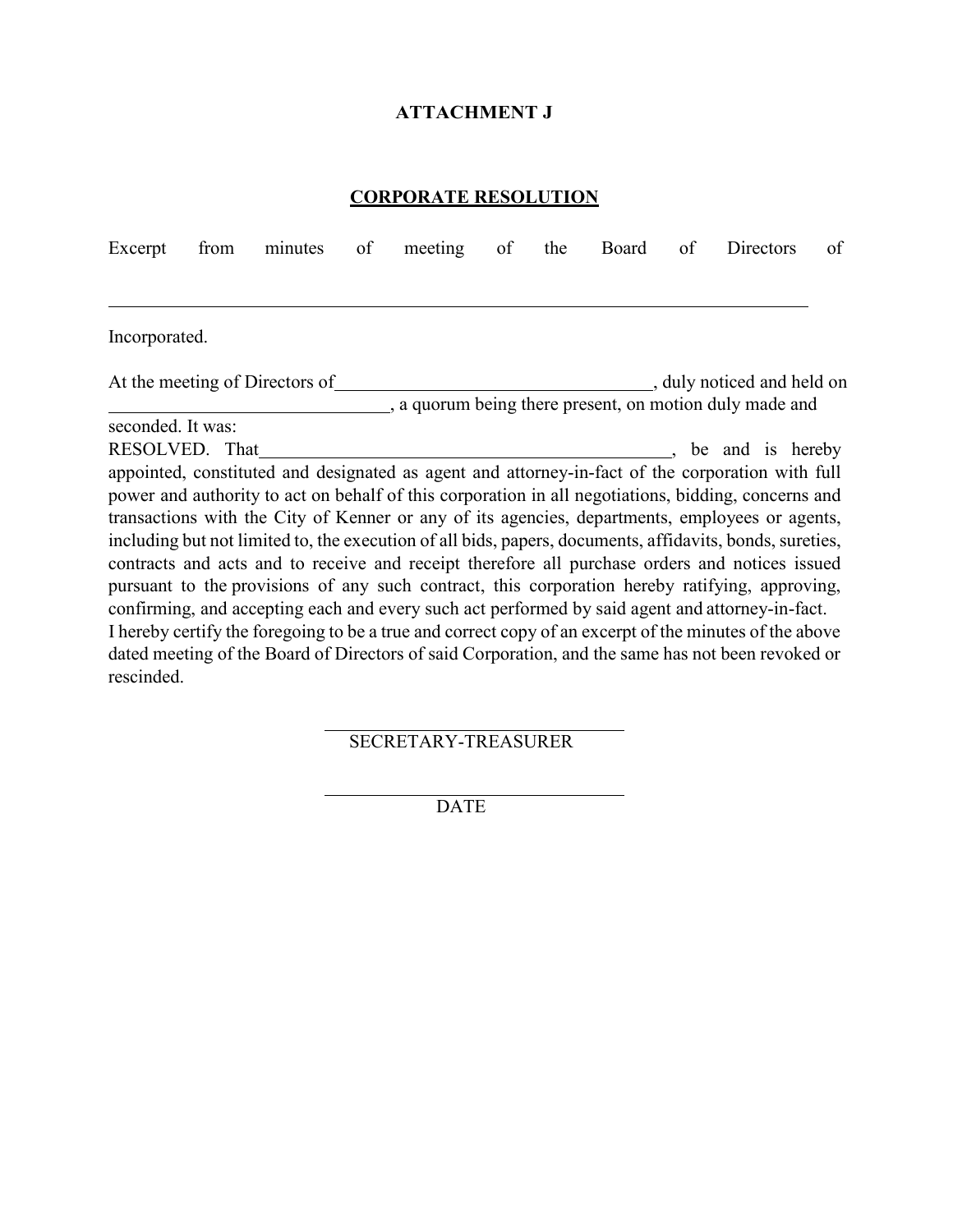## ATTACHMENT J

## CORPORATE RESOLUTION

Excerpt from minutes of meeting of the Board of Directors of

______________________________________________________________________________

Incorporated.

At the meeting of Directors of__________________________________, duly noticed and held on ____________________________, a quorum being there present, on motion duly made and seconded. It was:

RESOLVED. That__________________________________________, be and is hereby appointed, constituted and designated as agent and attorney-in-fact of the corporation with full power and authority to act on behalf of this corporation in all negotiations, bidding, concerns and transactions with the City of Kenner or any of its agencies, departments, employees or agents, including but not limited to, the execution of all bids, papers, documents, affidavits, bonds, sureties, contracts and acts and to receive and receipt therefore all purchase orders and notices issued pursuant to the provisions of any such contract, this corporation hereby ratifying, approving, confirming, and accepting each and every such act performed by said agent and attorney-in-fact.

I hereby certify the foregoing to be a true and correct copy of an excerpt of the minutes of the above dated meeting of the Board of Directors of said Corporation, and the same has not been revoked or rescinded.

_______________________________
SECRETARY-TREASURER

_______________________________
DATE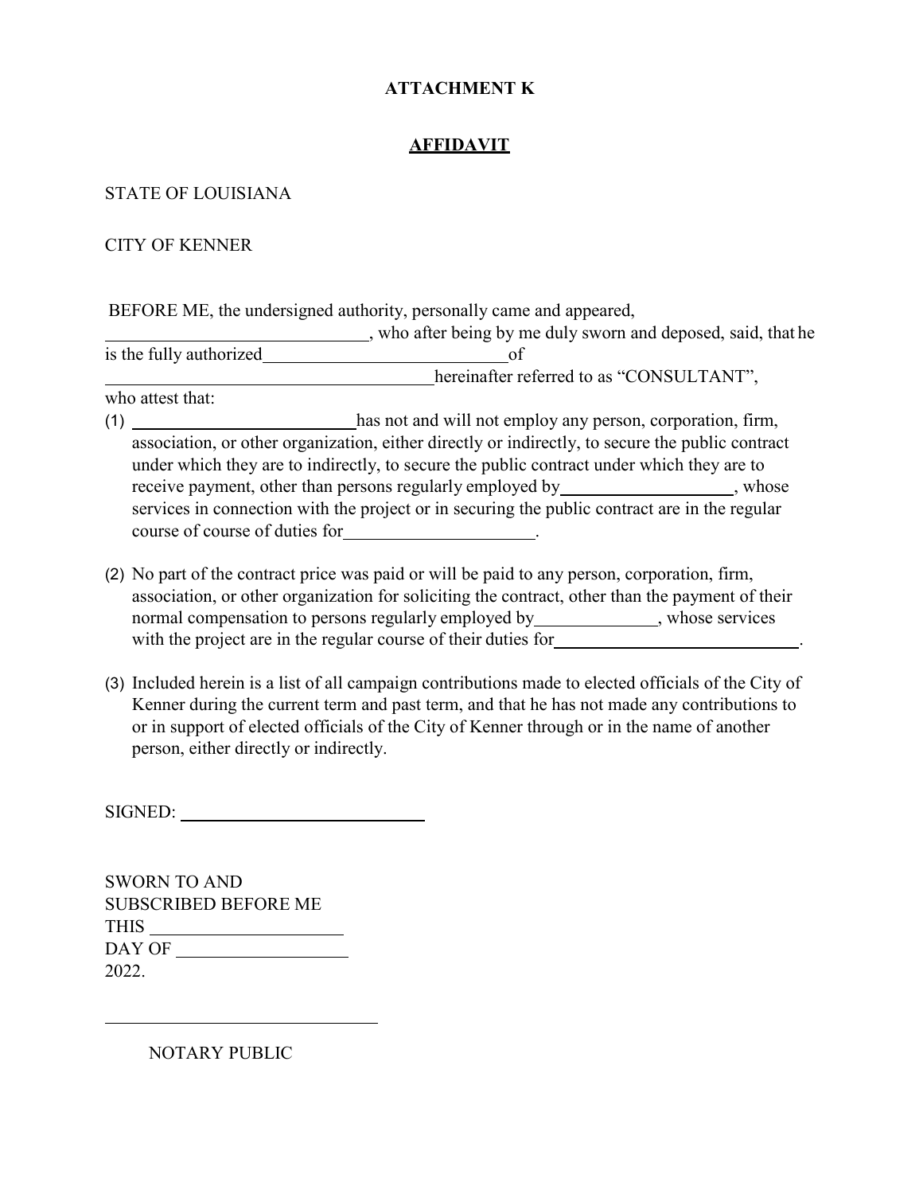**ATTACHMENT K**

**AFFIDAVIT**

STATE OF LOUISIANA

CITY OF KENNER

BEFORE ME, the undersigned authority, personally came and appeared, ______________________________, who after being by me duly sworn and deposed, said, that he is the fully authorized ____________________________ of ______________________________________ hereinafter referred to as "CONSULTANT", who attest that:

(1) __________________________ has not and will not employ any person, corporation, firm, association, or other organization, either directly or indirectly, to secure the public contract under which they are to indirectly, to secure the public contract under which they are to receive payment, other than persons regularly employed by ____________________, whose services in connection with the project or in securing the public contract are in the regular course of course of duties for ______________________.

(2) No part of the contract price was paid or will be paid to any person, corporation, firm, association, or other organization for soliciting the contract, other than the payment of their normal compensation to persons regularly employed by ______________, whose services with the project are in the regular course of their duties for ____________________________.

(3) Included herein is a list of all campaign contributions made to elected officials of the City of Kenner during the current term and past term, and that he has not made any contributions to or in support of elected officials of the City of Kenner through or in the name of another person, either directly or indirectly.

SIGNED: ____________________________

SWORN TO AND
SUBSCRIBED BEFORE ME
THIS ______________________
DAY OF ___________________
2022.

________________________________

NOTARY PUBLIC